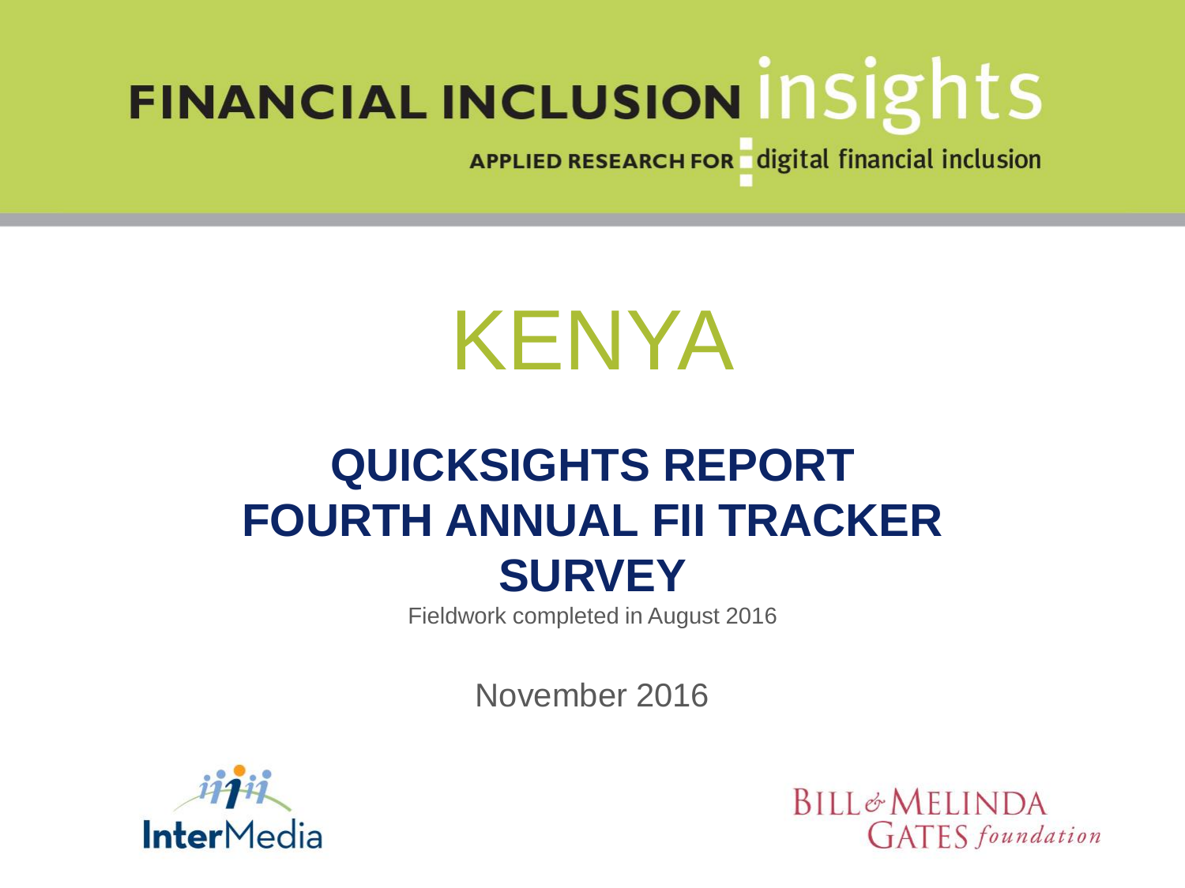FINANCIAL INCLUSION insights

APPLIED RESEARCH FOR digital financial inclusion

# KENYA

## QUICKSIGHTS REPORT FOURTH ANNUAL FII TRACKER SURVEY

Fieldwork completed in August 2016

November 2016

InterMedia

BILL & MELINDA GATES foundation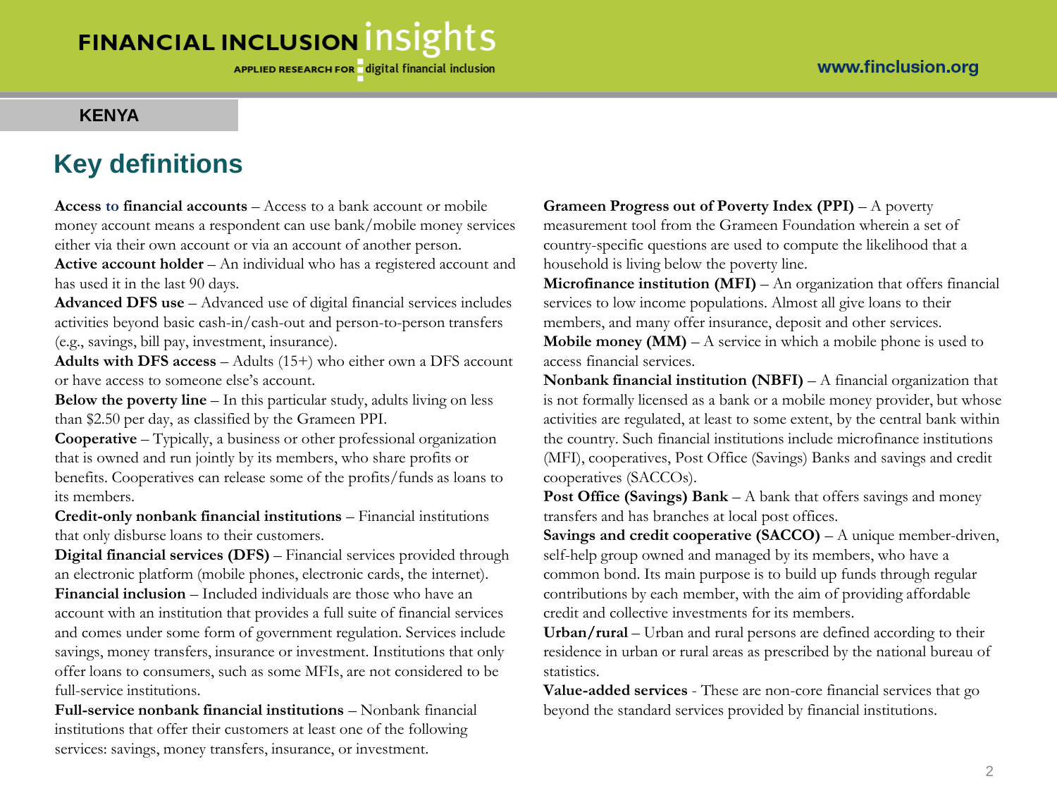## KENYA

# Key definitions

**Access to financial accounts** – Access to a bank account or mobile money account means a respondent can use bank/mobile money services either via their own account or via an account of another person.

**Active account holder** – An individual who has a registered account and has used it in the last 90 days.

**Advanced DFS use** – Advanced use of digital financial services includes activities beyond basic cash-in/cash-out and person-to-person transfers (e.g., savings, bill pay, investment, insurance).

**Adults with DFS access** – Adults (15+) who either own a DFS account or have access to someone else's account.

**Below the poverty line** – In this particular study, adults living on less than $2.50 per day, as classified by the Grameen PPI.

**Cooperative** – Typically, a business or other professional organization that is owned and run jointly by its members, who share profits or benefits. Cooperatives can release some of the profits/funds as loans to its members.

**Credit-only nonbank financial institutions** – Financial institutions that only disburse loans to their customers.

**Digital financial services (DFS)** – Financial services provided through an electronic platform (mobile phones, electronic cards, the internet).

**Financial inclusion** – Included individuals are those who have an account with an institution that provides a full suite of financial services and comes under some form of government regulation. Services include savings, money transfers, insurance or investment. Institutions that only offer loans to consumers, such as some MFIs, are not considered to be full-service institutions.

**Full-service nonbank financial institutions** – Nonbank financial institutions that offer their customers at least one of the following services: savings, money transfers, insurance, or investment.

**Grameen Progress out of Poverty Index (PPI)** – A poverty measurement tool from the Grameen Foundation wherein a set of country-specific questions are used to compute the likelihood that a household is living below the poverty line.

**Microfinance institution (MFI)** – An organization that offers financial services to low income populations. Almost all give loans to their members, and many offer insurance, deposit and other services.

**Mobile money (MM)** – A service in which a mobile phone is used to access financial services.

**Nonbank financial institution (NBFI)** – A financial organization that is not formally licensed as a bank or a mobile money provider, but whose activities are regulated, at least to some extent, by the central bank within the country. Such financial institutions include microfinance institutions (MFI), cooperatives, Post Office (Savings) Banks and savings and credit cooperatives (SACCOs).

**Post Office (Savings) Bank** – A bank that offers savings and money transfers and has branches at local post offices.

**Savings and credit cooperative (SACCO)** – A unique member-driven, self-help group owned and managed by its members, who have a common bond. Its main purpose is to build up funds through regular contributions by each member, with the aim of providing affordable credit and collective investments for its members.

**Urban/rural** – Urban and rural persons are defined according to their residence in urban or rural areas as prescribed by the national bureau of statistics.

**Value-added services** - These are non-core financial services that go beyond the standard services provided by financial institutions.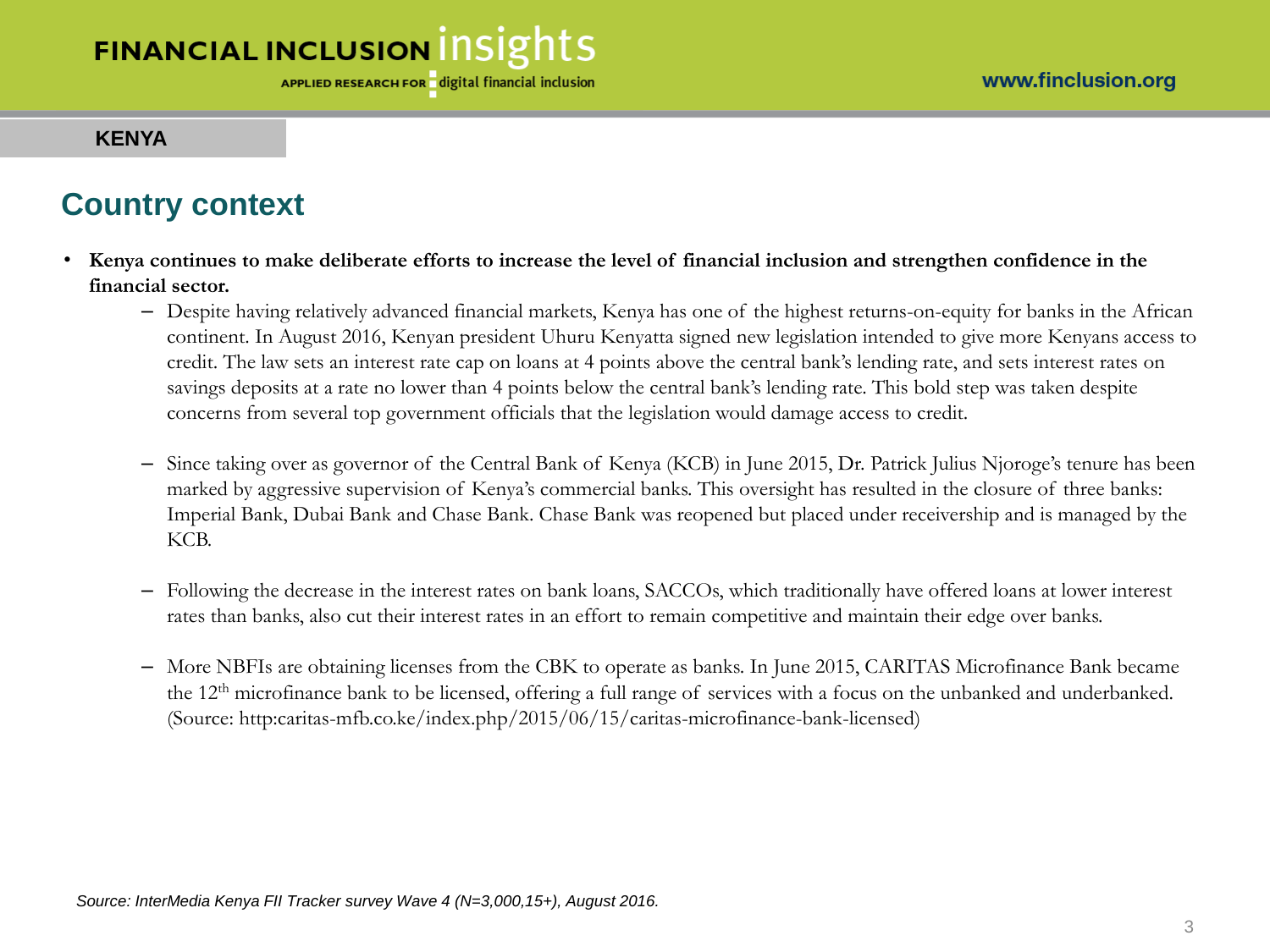KENYA

## Country context

- **Kenya continues to make deliberate efforts to increase the level of financial inclusion and strengthen confidence in the financial sector.**
  - Despite having relatively advanced financial markets, Kenya has one of the highest returns-on-equity for banks in the African continent. In August 2016, Kenyan president Uhuru Kenyatta signed new legislation intended to give more Kenyans access to credit. The law sets an interest rate cap on loans at 4 points above the central bank's lending rate, and sets interest rates on savings deposits at a rate no lower than 4 points below the central bank's lending rate. This bold step was taken despite concerns from several top government officials that the legislation would damage access to credit.
  - Since taking over as governor of the Central Bank of Kenya (KCB) in June 2015, Dr. Patrick Julius Njoroge's tenure has been marked by aggressive supervision of Kenya's commercial banks. This oversight has resulted in the closure of three banks: Imperial Bank, Dubai Bank and Chase Bank. Chase Bank was reopened but placed under receivership and is managed by the KCB.
  - Following the decrease in the interest rates on bank loans, SACCOs, which traditionally have offered loans at lower interest rates than banks, also cut their interest rates in an effort to remain competitive and maintain their edge over banks.
  - More NBFIs are obtaining licenses from the CBK to operate as banks. In June 2015, CARITAS Microfinance Bank became the 12th microfinance bank to be licensed, offering a full range of services with a focus on the unbanked and underbanked. (Source: http:caritas-mfb.co.ke/index.php/2015/06/15/caritas-microfinance-bank-licensed)

*Source: InterMedia Kenya FII Tracker survey Wave 4 (N=3,000,15+), August 2016.*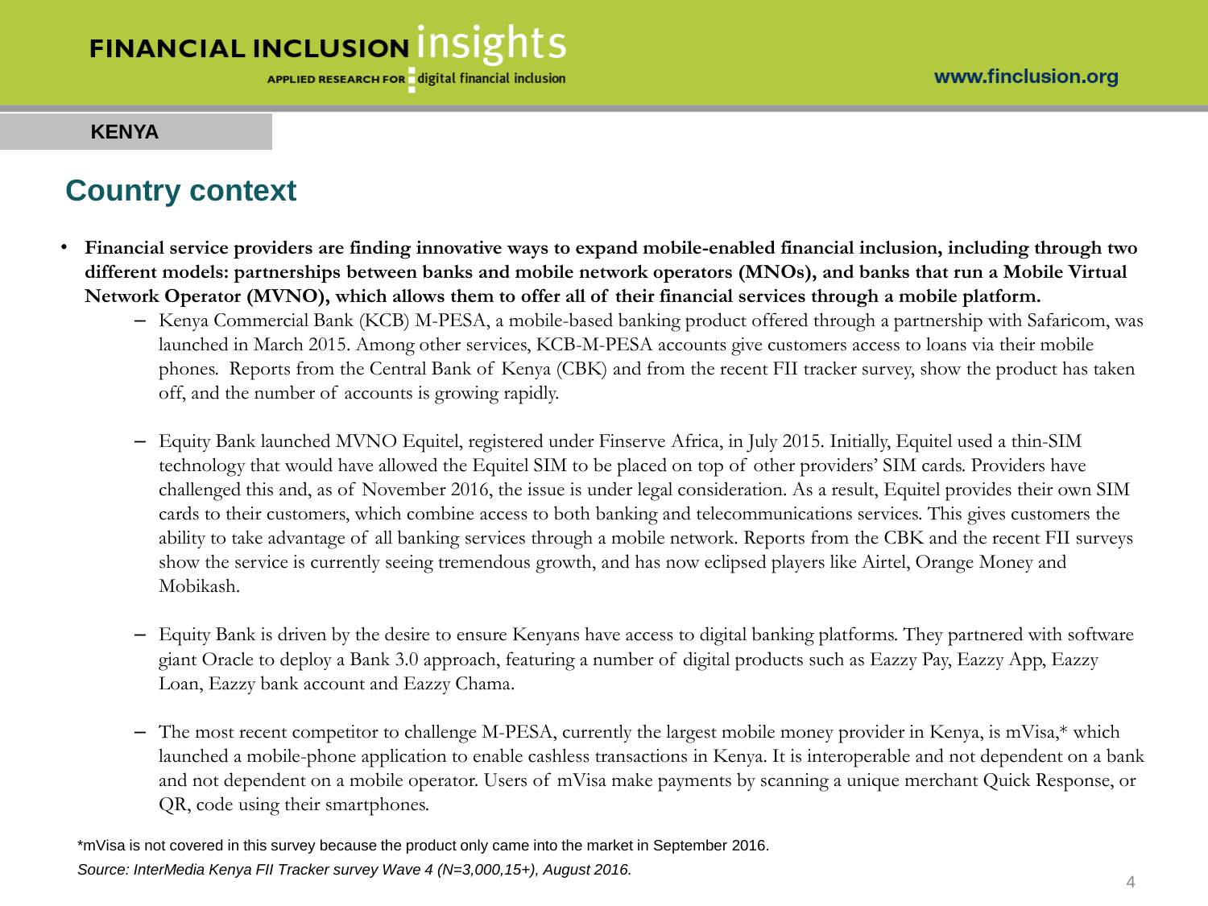**KENYA**

## Country context

- **Financial service providers are finding innovative ways to expand mobile-enabled financial inclusion, including through two different models: partnerships between banks and mobile network operators (MNOs), and banks that run a Mobile Virtual Network Operator (MVNO), which allows them to offer all of their financial services through a mobile platform.**
  - Kenya Commercial Bank (KCB) M-PESA, a mobile-based banking product offered through a partnership with Safaricom, was launched in March 2015. Among other services, KCB-M-PESA accounts give customers access to loans via their mobile phones. Reports from the Central Bank of Kenya (CBK) and from the recent FII tracker survey, show the product has taken off, and the number of accounts is growing rapidly.
  - Equity Bank launched MVNO Equitel, registered under Finserve Africa, in July 2015. Initially, Equitel used a thin-SIM technology that would have allowed the Equitel SIM to be placed on top of other providers' SIM cards. Providers have challenged this and, as of November 2016, the issue is under legal consideration. As a result, Equitel provides their own SIM cards to their customers, which combine access to both banking and telecommunications services. This gives customers the ability to take advantage of all banking services through a mobile network. Reports from the CBK and the recent FII surveys show the service is currently seeing tremendous growth, and has now eclipsed players like Airtel, Orange Money and Mobikash.
  - Equity Bank is driven by the desire to ensure Kenyans have access to digital banking platforms. They partnered with software giant Oracle to deploy a Bank 3.0 approach, featuring a number of digital products such as Eazzy Pay, Eazzy App, Eazzy Loan, Eazzy bank account and Eazzy Chama.
  - The most recent competitor to challenge M-PESA, currently the largest mobile money provider in Kenya, is mVisa,* which launched a mobile-phone application to enable cashless transactions in Kenya. It is interoperable and not dependent on a bank and not dependent on a mobile operator. Users of mVisa make payments by scanning a unique merchant Quick Response, or QR, code using their smartphones.

*mVisa is not covered in this survey because the product only came into the market in September 2016.

*Source: InterMedia Kenya FII Tracker survey Wave 4 (N=3,000,15+), August 2016.*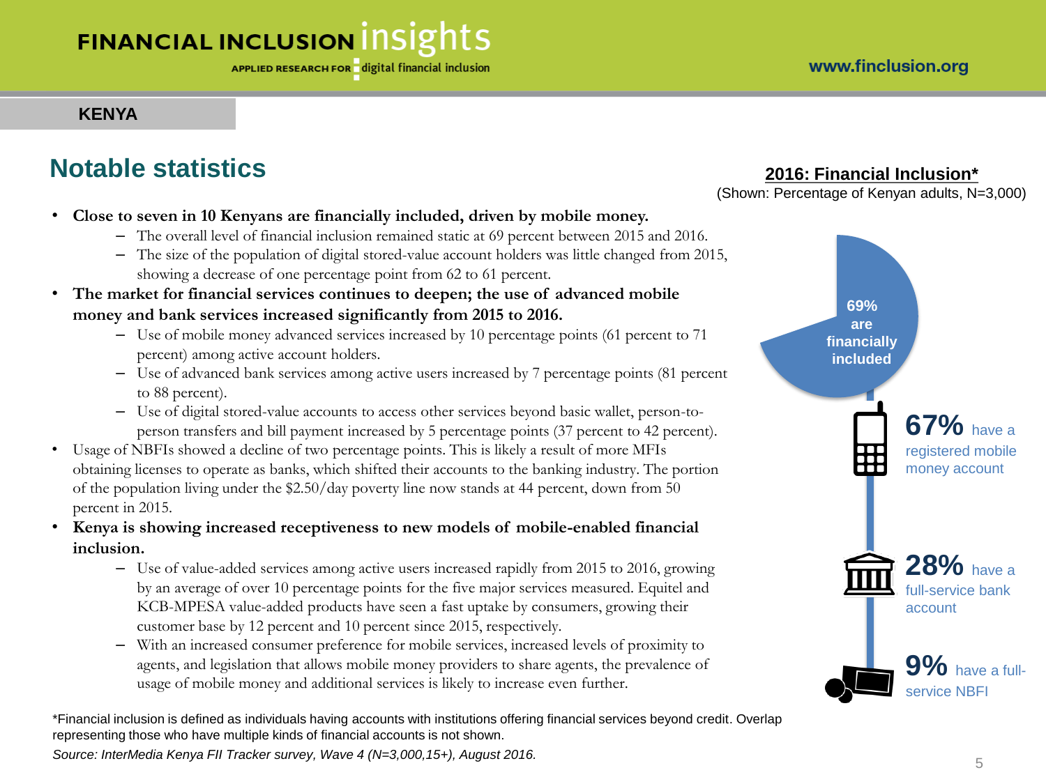**KENYA**

## Notable statistics

- **Close to seven in 10 Kenyans are financially included, driven by mobile money.**
  - The overall level of financial inclusion remained static at 69 percent between 2015 and 2016.
  - The size of the population of digital stored-value account holders was little changed from 2015, showing a decrease of one percentage point from 62 to 61 percent.
- **The market for financial services continues to deepen; the use of advanced mobile money and bank services increased significantly from 2015 to 2016.**
  - Use of mobile money advanced services increased by 10 percentage points (61 percent to 71 percent) among active account holders.
  - Use of advanced bank services among active users increased by 7 percentage points (81 percent to 88 percent).
  - Use of digital stored-value accounts to access other services beyond basic wallet, person-to-person transfers and bill payment increased by 5 percentage points (37 percent to 42 percent).
- Usage of NBFIs showed a decline of two percentage points. This is likely a result of more MFIs obtaining licenses to operate as banks, which shifted their accounts to the banking industry. The portion of the population living under the $2.50/day poverty line now stands at 44 percent, down from 50 percent in 2015.
- **Kenya is showing increased receptiveness to new models of mobile-enabled financial inclusion.**
  - Use of value-added services among active users increased rapidly from 2015 to 2016, growing by an average of over 10 percentage points for the five major services measured. Equitel and KCB-MPESA value-added products have seen a fast uptake by consumers, growing their customer base by 12 percent and 10 percent since 2015, respectively.
  - With an increased consumer preference for mobile services, increased levels of proximity to agents, and legislation that allows mobile money providers to share agents, the prevalence of usage of mobile money and additional services is likely to increase even further.

**2016: Financial Inclusion***

(Shown: Percentage of Kenyan adults, N=3,000)

- **69%** are financially included
- **67%** have a registered mobile money account
- **28%** have a full-service bank account
- **9%** have a full-service NBFI

*Financial inclusion is defined as individuals having accounts with institutions offering financial services beyond credit. Overlap representing those who have multiple kinds of financial accounts is not shown.

*Source: InterMedia Kenya FII Tracker survey, Wave 4 (N=3,000,15+), August 2016.*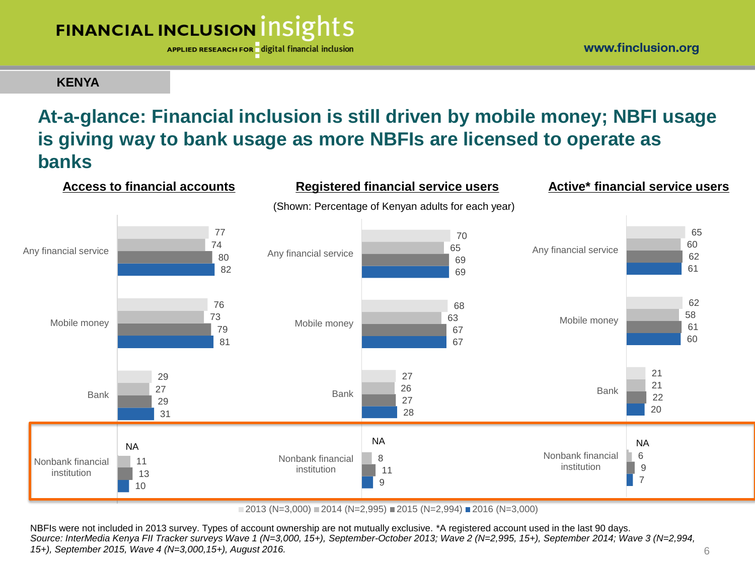**KENYA**

# At-a-glance: Financial inclusion is still driven by mobile money; NBFI usage is giving way to bank usage as more NBFIs are licensed to operate as banks

(Shown: Percentage of Kenyan adults for each year)

### Access to financial accounts

| | 2013 (N=3,000) | 2014 (N=2,995) | 2015 (N=2,994) | 2016 (N=3,000) |
|---|---|---|---|---|
| Any financial service | 77 | 74 | 80 | 82 |
| Mobile money | 76 | 73 | 79 | 81 |
| Bank | 29 | 27 | 29 | 31 |
| Nonbank financial institution | NA | 11 | 13 | 10 |

### Registered financial service users

| | 2013 (N=3,000) | 2014 (N=2,995) | 2015 (N=2,994) | 2016 (N=3,000) |
|---|---|---|---|---|
| Any financial service | 70 | 65 | 69 | 69 |
| Mobile money | 68 | 63 | 67 | 67 |
| Bank | 27 | 26 | 27 | 28 |
| Nonbank financial institution | NA | 8 | 11 | 9 |

### Active* financial service users

| | 2013 (N=3,000) | 2014 (N=2,995) | 2015 (N=2,994) | 2016 (N=3,000) |
|---|---|---|---|---|
| Any financial service | 65 | 60 | 62 | 61 |
| Mobile money | 62 | 58 | 61 | 60 |
| Bank | 21 | 21 | 22 | 20 |
| Nonbank financial institution | NA | 6 | 9 | 7 |

NBFIs were not included in 2013 survey. Types of account ownership are not mutually exclusive. *A registered account used in the last 90 days.

*Source: InterMedia Kenya FII Tracker surveys Wave 1 (N=3,000, 15+), September-October 2013; Wave 2 (N=2,995, 15+), September 2014; Wave 3 (N=2,994, 15+), September 2015, Wave 4 (N=3,000,15+), August 2016.*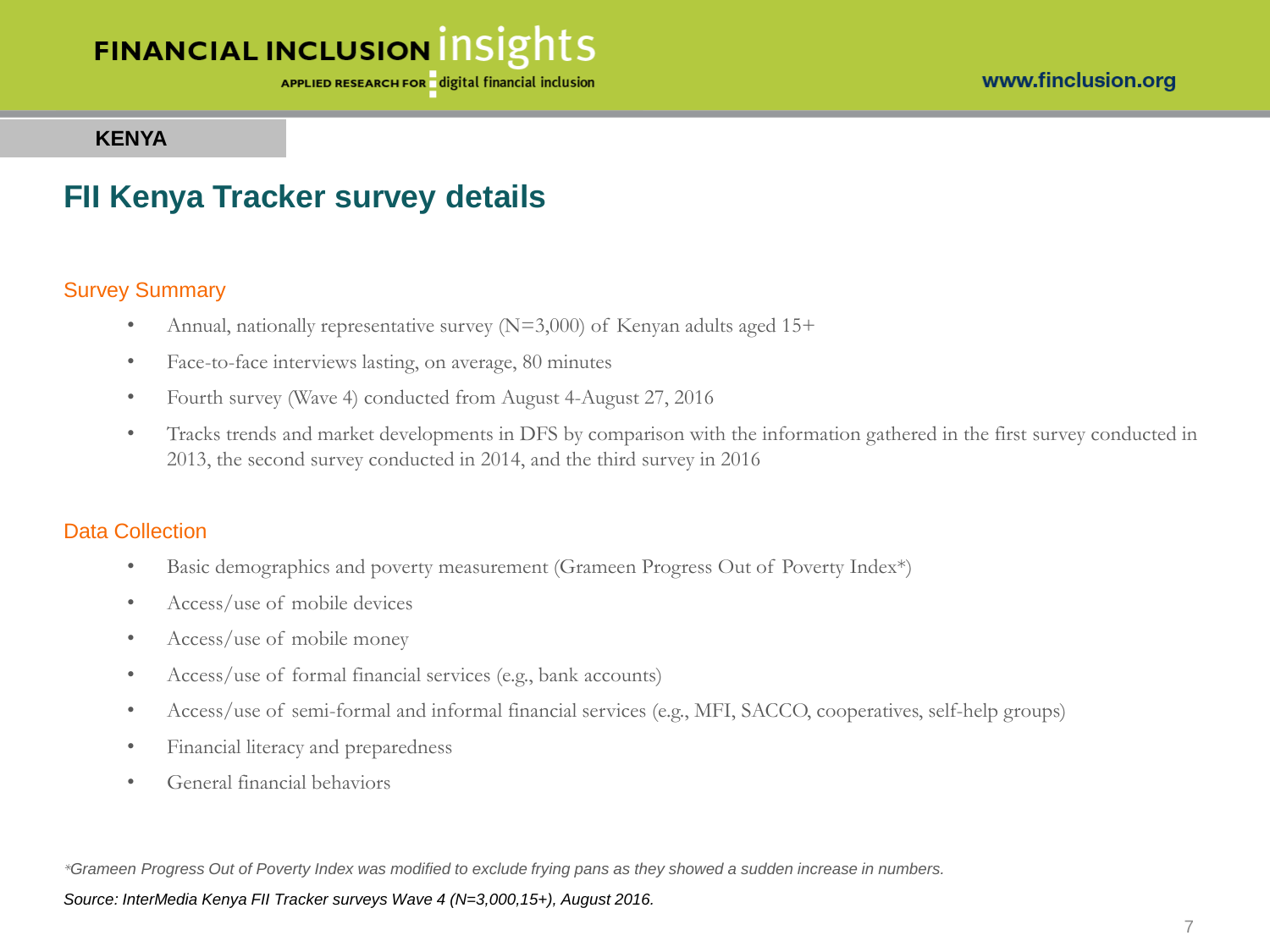KENYA

# FII Kenya Tracker survey details

## Survey Summary

- Annual, nationally representative survey (N=3,000) of Kenyan adults aged 15+
- Face-to-face interviews lasting, on average, 80 minutes
- Fourth survey (Wave 4) conducted from August 4-August 27, 2016
- Tracks trends and market developments in DFS by comparison with the information gathered in the first survey conducted in 2013, the second survey conducted in 2014, and the third survey in 2016

## Data Collection

- Basic demographics and poverty measurement (Grameen Progress Out of Poverty Index*)
- Access/use of mobile devices
- Access/use of mobile money
- Access/use of formal financial services (e.g., bank accounts)
- Access/use of semi-formal and informal financial services (e.g., MFI, SACCO, cooperatives, self-help groups)
- Financial literacy and preparedness
- General financial behaviors

*\*Grameen Progress Out of Poverty Index was modified to exclude frying pans as they showed a sudden increase in numbers.*

*Source: InterMedia Kenya FII Tracker surveys Wave 4 (N=3,000,15+), August 2016.*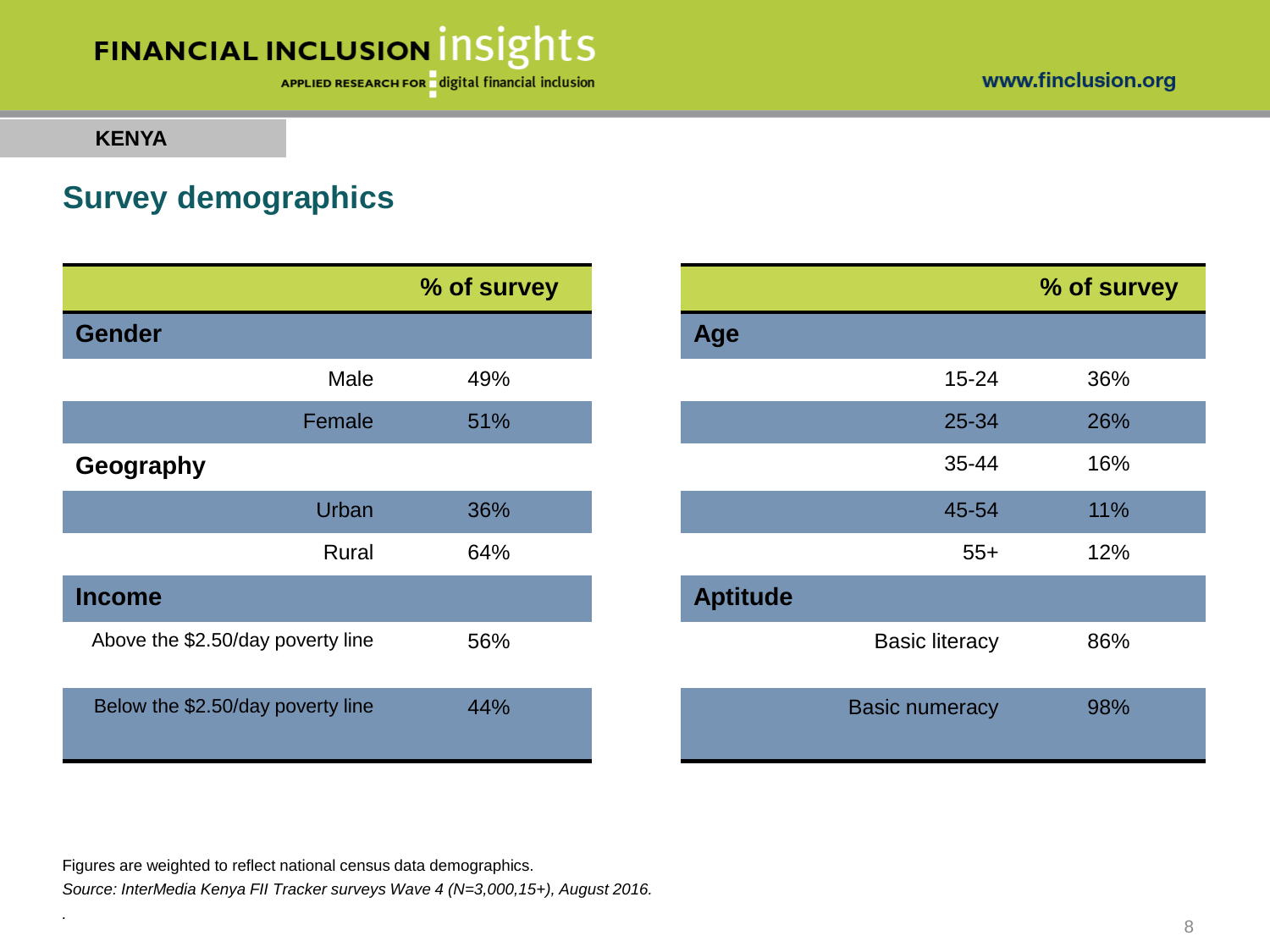KENYA

## Survey demographics

| | % of survey |
|---|---|
| **Gender** | |
| Male | 49% |
| Female | 51% |
| **Geography** | |
| Urban | 36% |
| Rural | 64% |
| **Income** | |
| Above the $2.50/day poverty line | 56% |
| Below the $2.50/day poverty line | 44% |

| | % of survey |
|---|---|
| **Age** | |
| 15-24 | 36% |
| 25-34 | 26% |
| 35-44 | 16% |
| 45-54 | 11% |
| 55+ | 12% |
| **Aptitude** | |
| Basic literacy | 86% |
| Basic numeracy | 98% |

Figures are weighted to reflect national census data demographics.

*Source: InterMedia Kenya FII Tracker surveys Wave 4 (N=3,000,15+), August 2016.*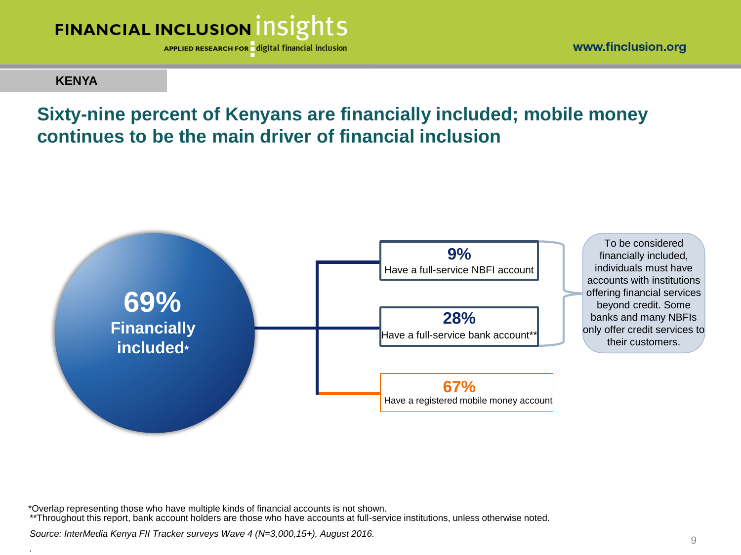**KENYA**

## Sixty-nine percent of Kenyans are financially included; mobile money continues to be the main driver of financial inclusion

**69%**
**Financially included***

**9%**
Have a full-service NBFI account

**28%**
Have a full-service bank account**

**67%**
Have a registered mobile money account

To be considered financially included, individuals must have accounts with institutions offering financial services beyond credit. Some banks and many NBFIs only offer credit services to their customers.

*Overlap representing those who have multiple kinds of financial accounts is not shown.
**Throughout this report, bank account holders are those who have accounts at full-service institutions, unless otherwise noted.

*Source: InterMedia Kenya FII Tracker surveys Wave 4 (N=3,000,15+), August 2016.*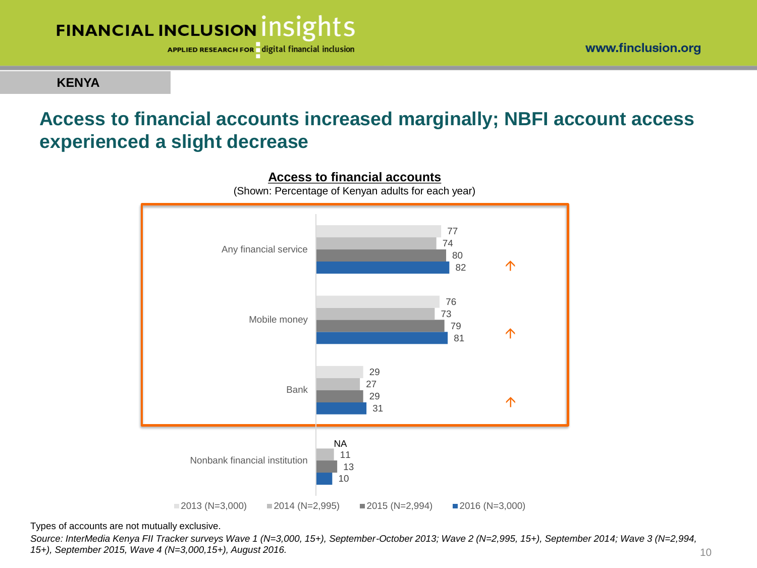KENYA

# Access to financial accounts increased marginally; NBFI account access experienced a slight decrease

**Access to financial accounts**

(Shown: Percentage of Kenyan adults for each year)

| | 2013 (N=3,000) | 2014 (N=2,995) | 2015 (N=2,994) | 2016 (N=3,000) | |
|---|---|---|---|---|---|
| Any financial service | 77 | 74 | 80 | 82 | ↑ |
| Mobile money | 76 | 73 | 79 | 81 | ↑ |
| Bank | 29 | 27 | 29 | 31 | ↑ |
| Nonbank financial institution | NA | 11 | 13 | 10 | |

Types of accounts are not mutually exclusive.

*Source: InterMedia Kenya FII Tracker surveys Wave 1 (N=3,000, 15+), September-October 2013; Wave 2 (N=2,995, 15+), September 2014; Wave 3 (N=2,994, 15+), September 2015, Wave 4 (N=3,000,15+), August 2016.*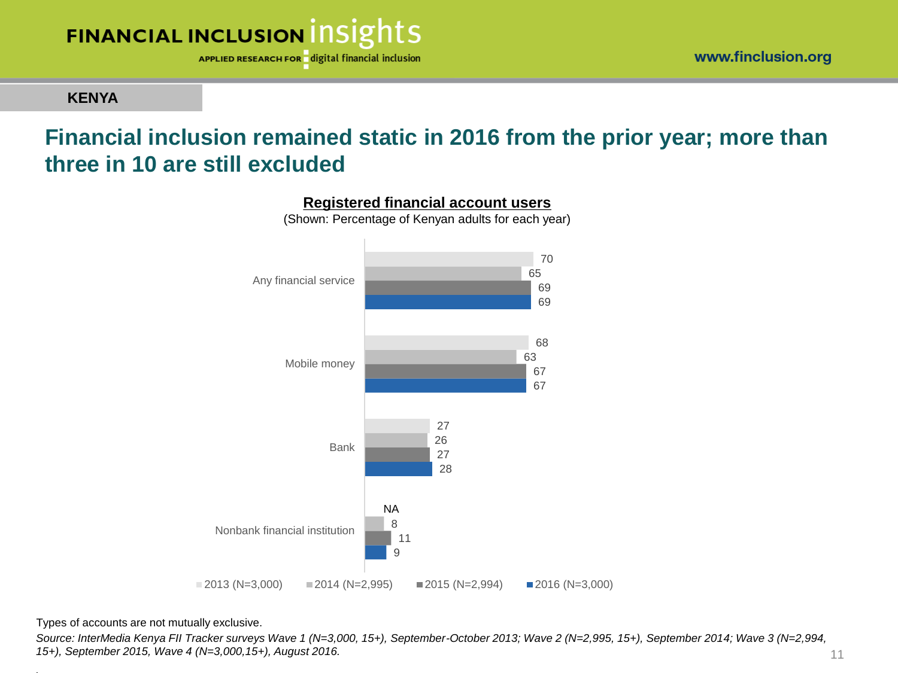**KENYA**

## Financial inclusion remained static in 2016 from the prior year; more than three in 10 are still excluded

**Registered financial account users**

(Shown: Percentage of Kenyan adults for each year)

| | 2013 (N=3,000) | 2014 (N=2,995) | 2015 (N=2,994) | 2016 (N=3,000) |
|---|---|---|---|---|
| Any financial service | 70 | 65 | 69 | 69 |
| Mobile money | 68 | 63 | 67 | 67 |
| Bank | 27 | 26 | 27 | 28 |
| Nonbank financial institution | NA | 8 | 11 | 9 |

Types of accounts are not mutually exclusive.

*Source: InterMedia Kenya FII Tracker surveys Wave 1 (N=3,000, 15+), September-October 2013; Wave 2 (N=2,995, 15+), September 2014; Wave 3 (N=2,994, 15+), September 2015, Wave 4 (N=3,000,15+), August 2016.*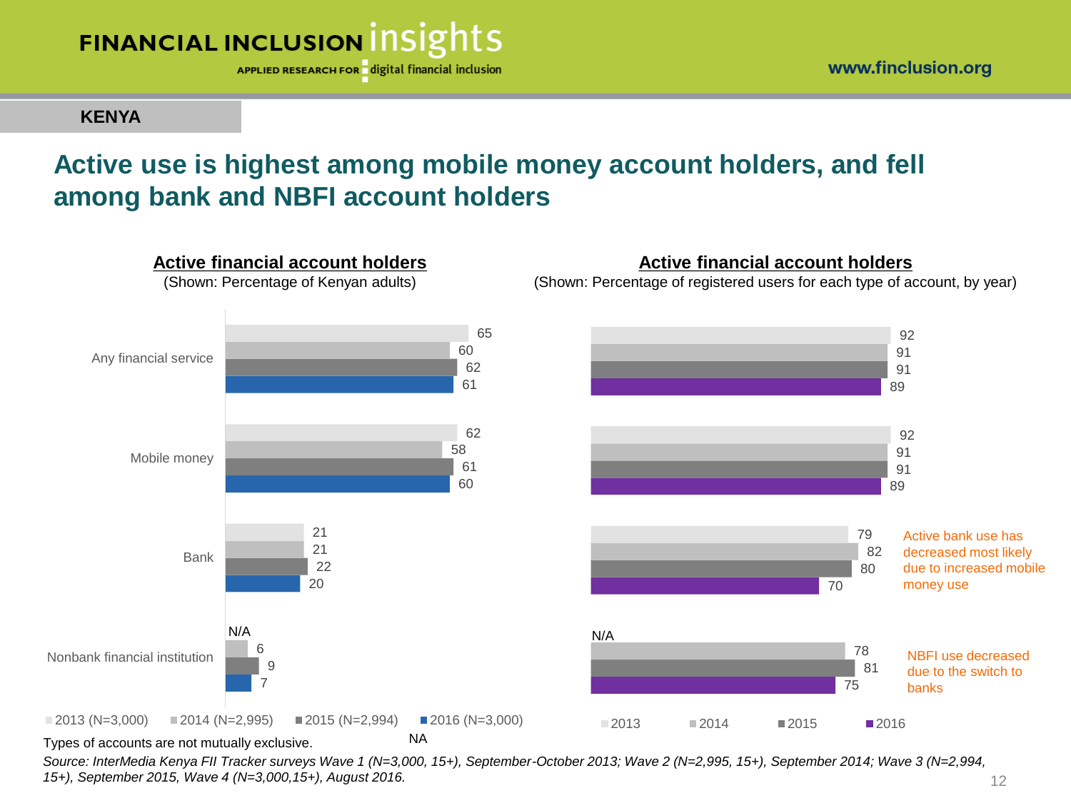KENYA

# Active use is highest among mobile money account holders, and fell among bank and NBFI account holders

## Active financial account holders

(Shown: Percentage of Kenyan adults)

| | 2013 (N=3,000) | 2014 (N=2,995) | 2015 (N=2,994) | 2016 (N=3,000) |
|---|---|---|---|---|
| Any financial service | 65 | 60 | 62 | 61 |
| Mobile money | 62 | 58 | 61 | 60 |
| Bank | 21 | 21 | 22 | 20 |
| Nonbank financial institution | N/A | 6 | 9 | 7 |

## Active financial account holders

(Shown: Percentage of registered users for each type of account, by year)

| | 2013 | 2014 | 2015 | 2016 |
|---|---|---|---|---|
| Any financial service | 92 | 91 | 91 | 89 |
| Mobile money | 92 | 91 | 91 | 89 |
| Bank | 79 | 82 | 80 | 70 |
| Nonbank financial institution | N/A | 78 | 81 | 75 |

Active bank use has decreased most likely due to increased mobile money use

NBFI use decreased due to the switch to banks

Types of accounts are not mutually exclusive.

NA

*Source: InterMedia Kenya FII Tracker surveys Wave 1 (N=3,000, 15+), September-October 2013; Wave 2 (N=2,995, 15+), September 2014; Wave 3 (N=2,994, 15+), September 2015, Wave 4 (N=3,000,15+), August 2016.*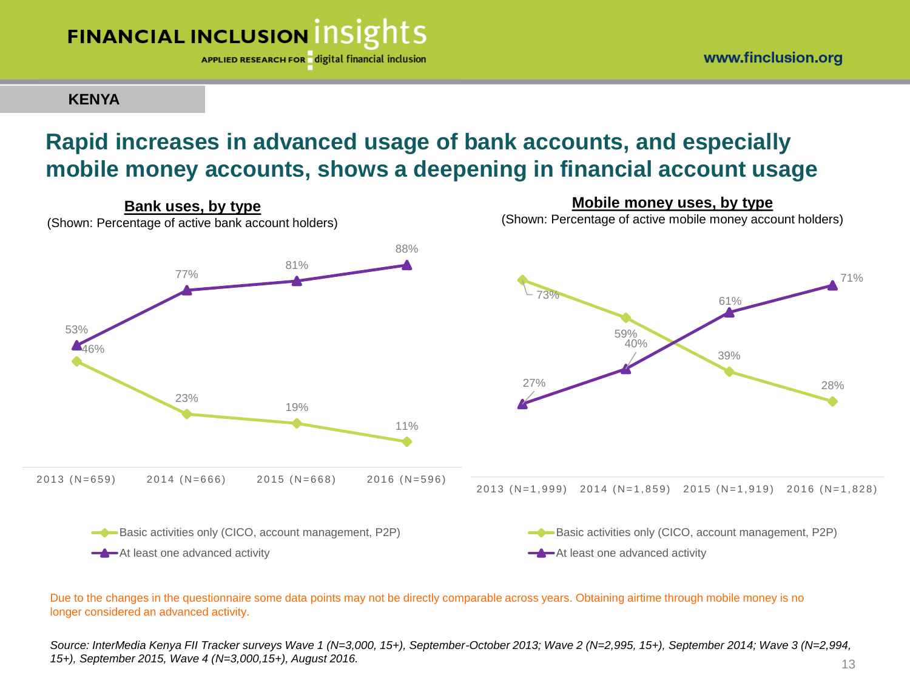**KENYA**

# Rapid increases in advanced usage of bank accounts, and especially mobile money accounts, shows a deepening in financial account usage

**Bank uses, by type**

(Shown: Percentage of active bank account holders)

| | 2013 (N=659) | 2014 (N=666) | 2015 (N=668) | 2016 (N=596) |
|---|---|---|---|---|
| Basic activities only (CICO, account management, P2P) | 46% | 23% | 19% | 11% |
| At least one advanced activity | 53% | 77% | 81% | 88% |

**Mobile money uses, by type**

(Shown: Percentage of active mobile money account holders)

| | 2013 (N=1,999) | 2014 (N=1,859) | 2015 (N=1,919) | 2016 (N=1,828) |
|---|---|---|---|---|
| Basic activities only (CICO, account management, P2P) | 73% | 59% | 39% | 28% |
| At least one advanced activity | 27% | 40% | 61% | 71% |

Due to the changes in the questionnaire some data points may not be directly comparable across years. Obtaining airtime through mobile money is no longer considered an advanced activity.

*Source: InterMedia Kenya FII Tracker surveys Wave 1 (N=3,000, 15+), September-October 2013; Wave 2 (N=2,995, 15+), September 2014; Wave 3 (N=2,994, 15+), September 2015, Wave 4 (N=3,000,15+), August 2016.*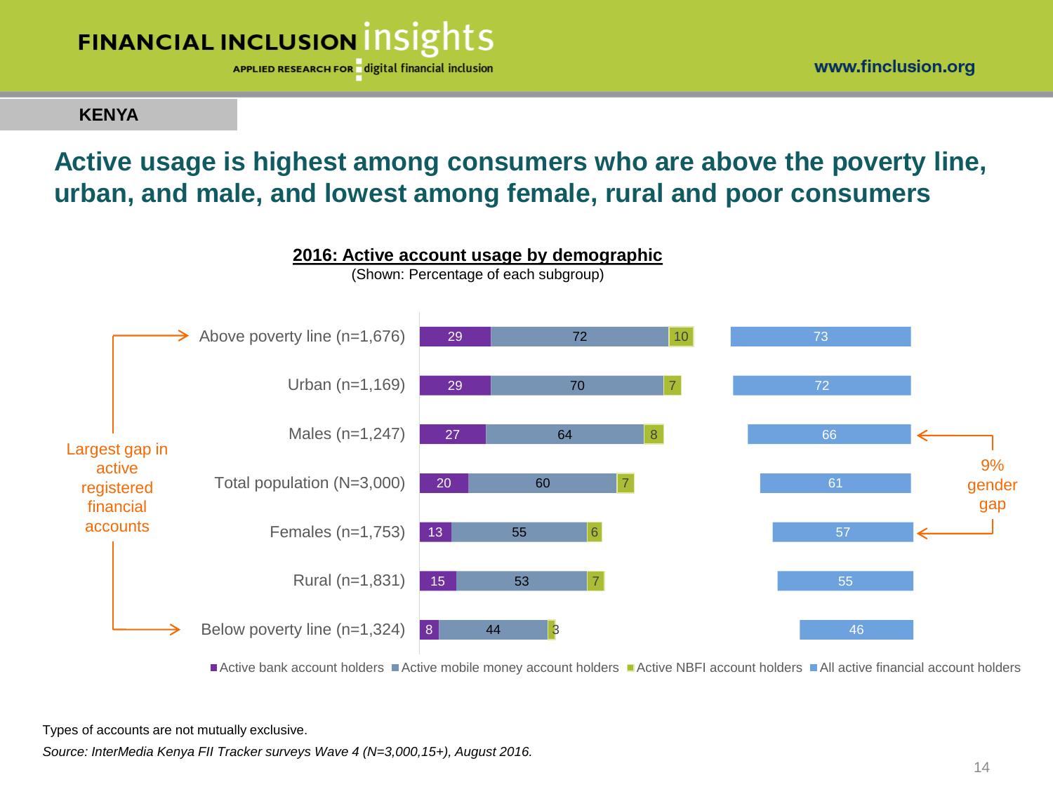KENYA

## Active usage is highest among consumers who are above the poverty line, urban, and male, and lowest among female, rural and poor consumers

**2016: Active account usage by demographic**
(Shown: Percentage of each subgroup)

| Demographic | Active bank account holders | Active mobile money account holders | Active NBFI account holders | All active financial account holders |
|---|---|---|---|---|
| Above poverty line (n=1,676) | 29 | 72 | 10 | 73 |
| Urban (n=1,169) | 29 | 70 | 7 | 72 |
| Males (n=1,247) | 27 | 64 | 8 | 66 |
| Total population (N=3,000) | 20 | 60 | 7 | 61 |
| Females (n=1,753) | 13 | 55 | 6 | 57 |
| Rural (n=1,831) | 15 | 53 | 7 | 55 |
| Below poverty line (n=1,324) | 8 | 44 | 3 | 46 |

Largest gap in active registered financial accounts (Above poverty line vs. Below poverty line)

9% gender gap (Males vs. Females)

Types of accounts are not mutually exclusive.

*Source: InterMedia Kenya FII Tracker surveys Wave 4 (N=3,000,15+), August 2016.*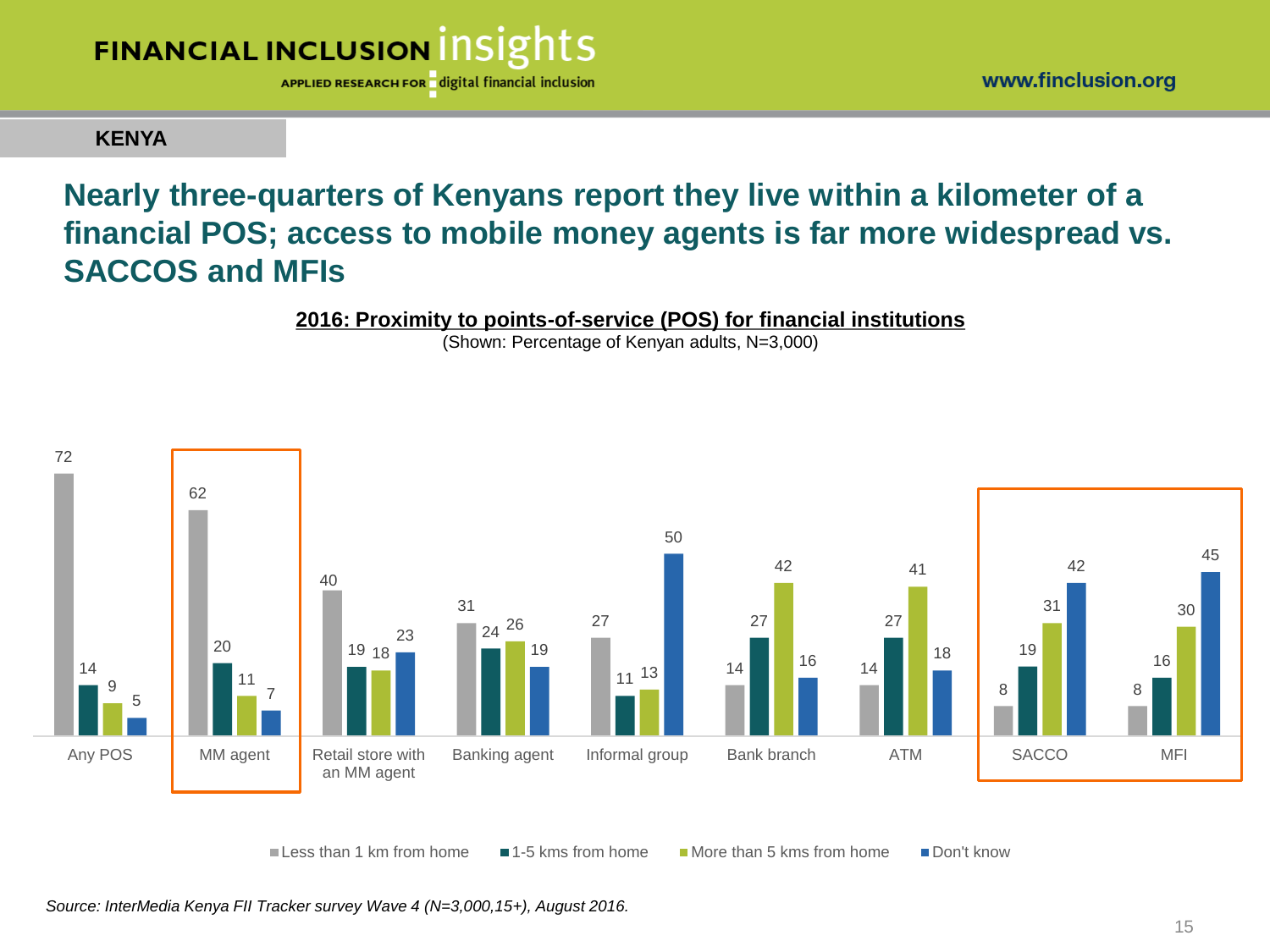**KENYA**

## Nearly three-quarters of Kenyans report they live within a kilometer of a financial POS; access to mobile money agents is far more widespread vs. SACCOS and MFIs

**2016: Proximity to points-of-service (POS) for financial institutions**

(Shown: Percentage of Kenyan adults, N=3,000)

| | Less than 1 km from home | 1-5 kms from home | More than 5 kms from home | Don't know |
|---|---|---|---|---|
| Any POS | 72 | 14 | 9 | 5 |
| MM agent | 62 | 20 | 11 | 7 |
| Retail store with an MM agent | 40 | 19 | 18 | 23 |
| Banking agent | 31 | 24 | 26 | 19 |
| Informal group | 27 | 11 | 13 | 50 |
| Bank branch | 14 | 27 | 42 | 16 |
| ATM | 14 | 27 | 41 | 18 |
| SACCO | 8 | 19 | 31 | 42 |
| MFI | 8 | 16 | 30 | 45 |

*Source: InterMedia Kenya FII Tracker survey Wave 4 (N=3,000,15+), August 2016.*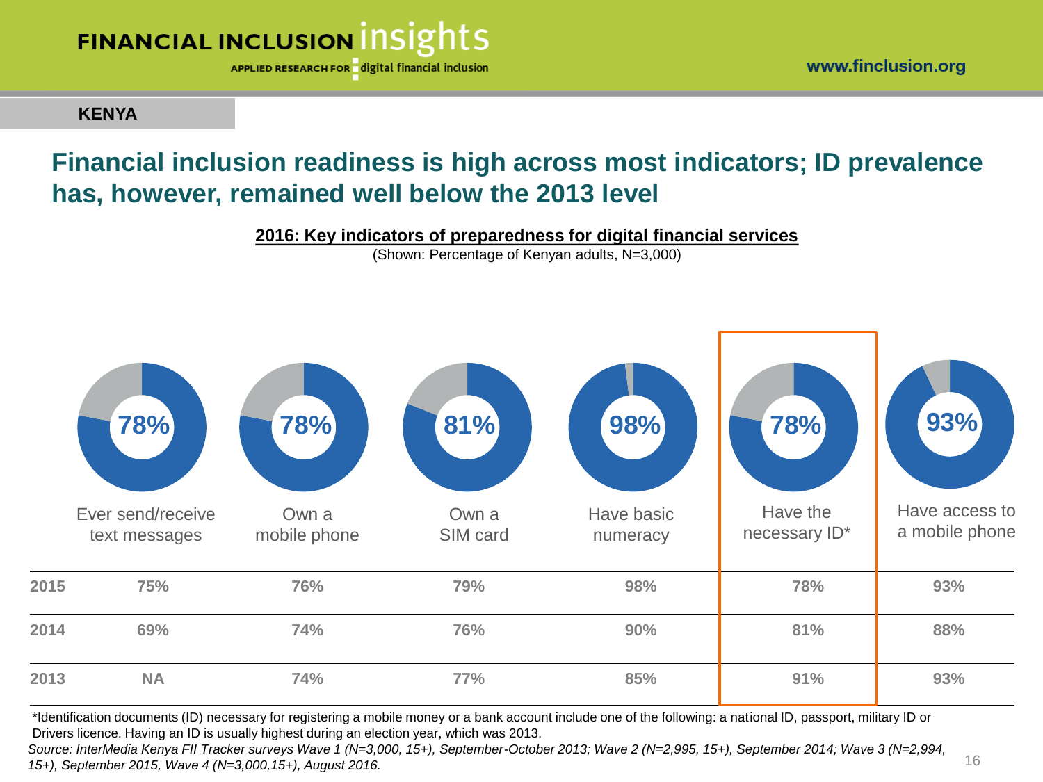KENYA

# Financial inclusion readiness is high across most indicators; ID prevalence has, however, remained well below the 2013 level

**2016: Key indicators of preparedness for digital financial services**

(Shown: Percentage of Kenyan adults, N=3,000)

| | Ever send/receive text messages | Own a mobile phone | Own a SIM card | Have basic numeracy | Have the necessary ID* | Have access to a mobile phone |
|---|---|---|---|---|---|---|
| 2016 | 78% | 78% | 81% | 98% | 78% | 93% |
| 2015 | 75% | 76% | 79% | 98% | 78% | 93% |
| 2014 | 69% | 74% | 76% | 90% | 81% | 88% |
| 2013 | NA | 74% | 77% | 85% | 91% | 93% |

*Identification documents (ID) necessary for registering a mobile money or a bank account include one of the following: a national ID, passport, military ID or Drivers licence. Having an ID is usually highest during an election year, which was 2013.

*Source: InterMedia Kenya FII Tracker surveys Wave 1 (N=3,000, 15+), September-October 2013; Wave 2 (N=2,995, 15+), September 2014; Wave 3 (N=2,994, 15+), September 2015, Wave 4 (N=3,000,15+), August 2016.*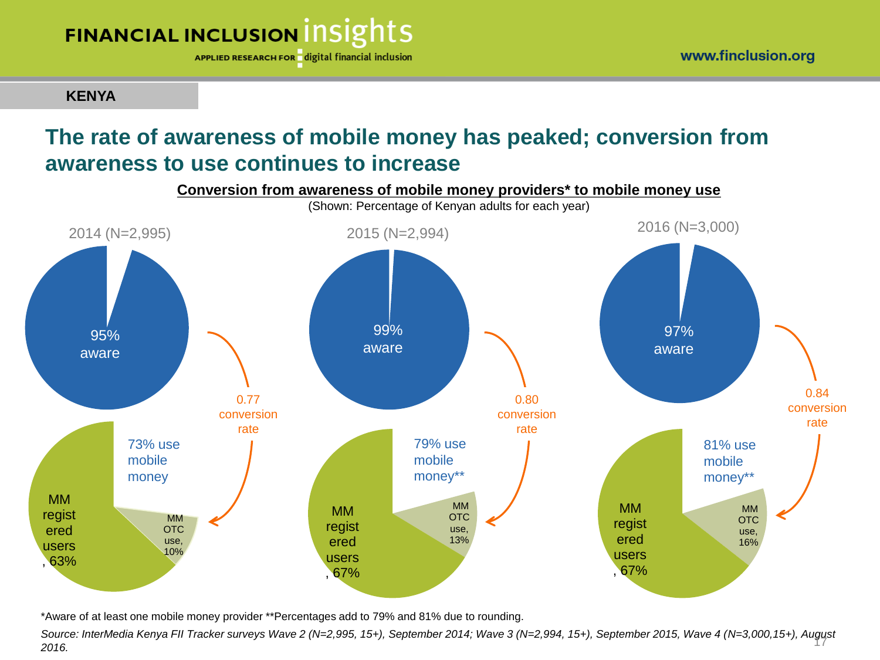**KENYA**

# The rate of awareness of mobile money has peaked; conversion from awareness to use continues to increase

**Conversion from awareness of mobile money providers* to mobile money use**

(Shown: Percentage of Kenyan adults for each year)

| | 2014 (N=2,995) | 2015 (N=2,994) | 2016 (N=3,000) |
|---|---|---|---|
| Aware | 95% | 99% | 97% |
| Conversion rate | 0.77 | 0.80 | 0.84 |
| Use mobile money | 73% | 79%** | 81%** |
| MM registered users | 63% | 67% | 67% |
| MM OTC use | 10% | 13% | 16% |

*Aware of at least one mobile money provider **Percentages add to 79% and 81% due to rounding.

*Source: InterMedia Kenya FII Tracker surveys Wave 2 (N=2,995, 15+), September 2014; Wave 3 (N=2,994, 15+), September 2015, Wave 4 (N=3,000,15+), August 2016.*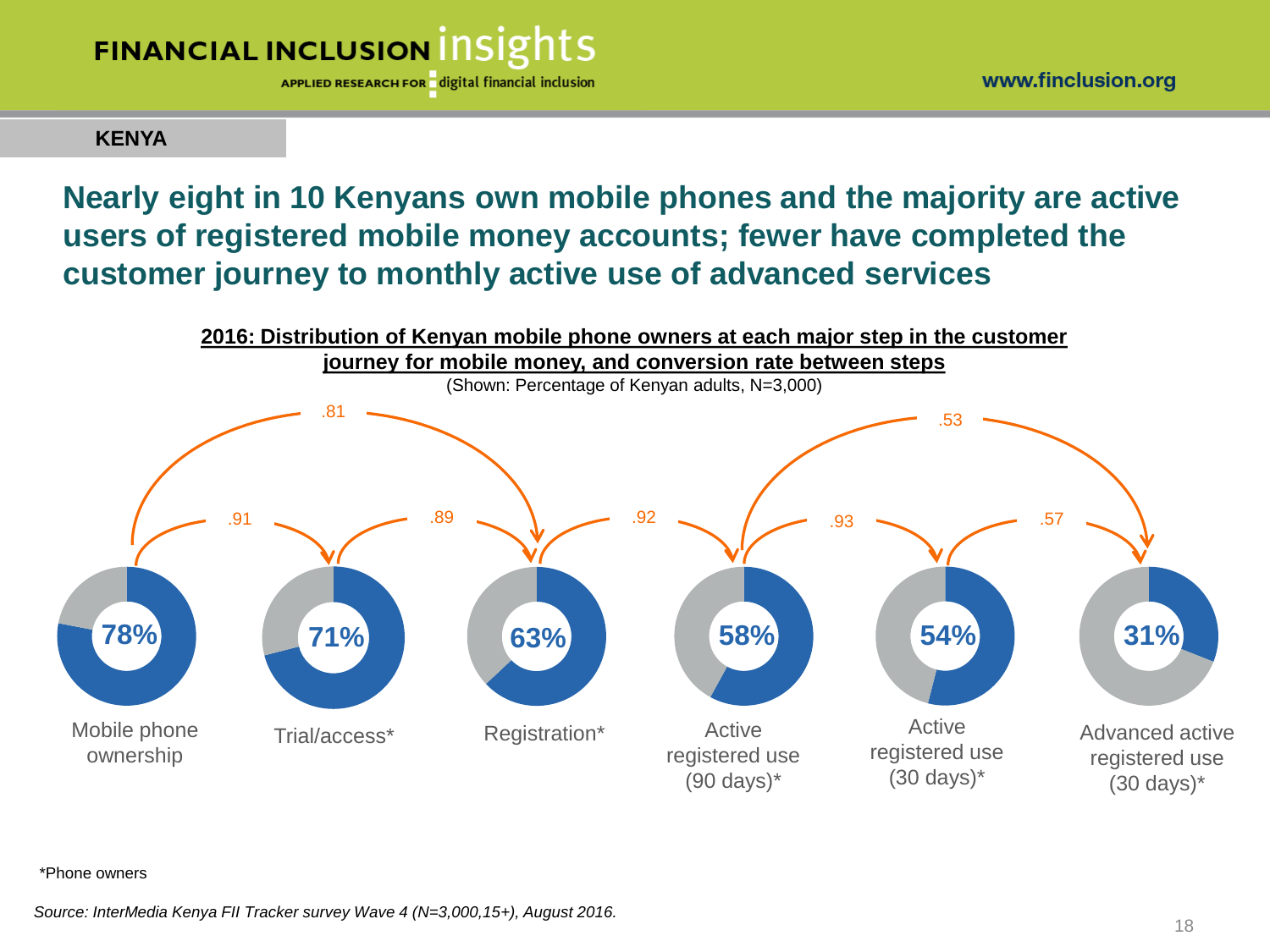**KENYA**

# Nearly eight in 10 Kenyans own mobile phones and the majority are active users of registered mobile money accounts; fewer have completed the customer journey to monthly active use of advanced services

**2016: Distribution of Kenyan mobile phone owners at each major step in the customer journey for mobile money, and conversion rate between steps**

(Shown: Percentage of Kenyan adults, N=3,000)

| Step | Percentage |
| --- | --- |
| Mobile phone ownership | 78% |
| Trial/access* | 71% |
| Registration* | 63% |
| Active registered use (90 days)* | 58% |
| Active registered use (30 days)* | 54% |
| Advanced active registered use (30 days)* | 31% |

Conversion rates between steps:

| From | To | Conversion rate |
| --- | --- | --- |
| Mobile phone ownership | Trial/access* | .91 |
| Trial/access* | Registration* | .89 |
| Registration* | Active registered use (90 days)* | .92 |
| Active registered use (90 days)* | Active registered use (30 days)* | .93 |
| Active registered use (30 days)* | Advanced active registered use (30 days)* | .57 |
| Mobile phone ownership | Registration* | .81 |
| Active registered use (90 days)* | Advanced active registered use (30 days)* | .53 |

*Phone owners

*Source: InterMedia Kenya FII Tracker survey Wave 4 (N=3,000,15+), August 2016.*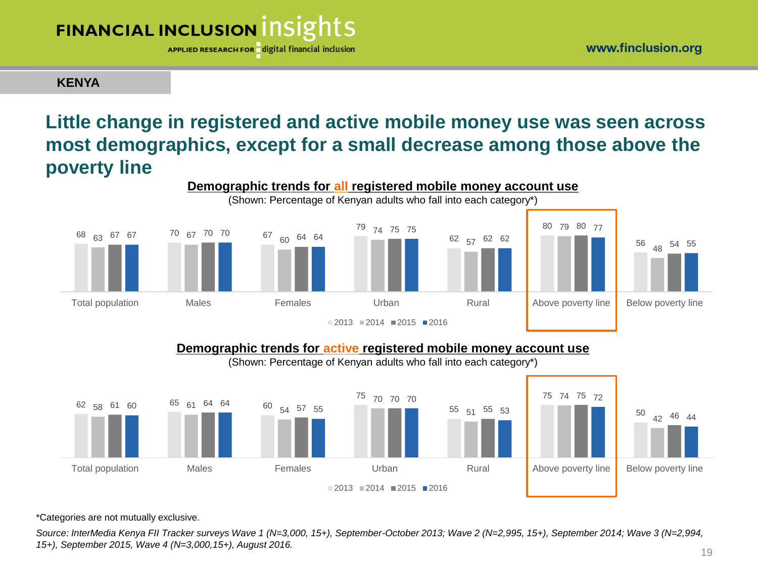KENYA

# Little change in registered and active mobile money use was seen across most demographics, except for a small decrease among those above the poverty line

## Demographic trends for all registered mobile money account use

(Shown: Percentage of Kenyan adults who fall into each category*)

| | Total population | Males | Females | Urban | Rural | Above poverty line | Below poverty line |
|---|---|---|---|---|---|---|---|
| 2013 | 68 | 70 | 67 | 79 | 62 | 80 | 56 |
| 2014 | 63 | 67 | 60 | 74 | 57 | 79 | 48 |
| 2015 | 67 | 70 | 64 | 75 | 62 | 80 | 54 |
| 2016 | 67 | 70 | 64 | 75 | 62 | 77 | 55 |

## Demographic trends for active registered mobile money account use

(Shown: Percentage of Kenyan adults who fall into each category*)

| | Total population | Males | Females | Urban | Rural | Above poverty line | Below poverty line |
|---|---|---|---|---|---|---|---|
| 2013 | 62 | 65 | 60 | 75 | 55 | 75 | 50 |
| 2014 | 58 | 61 | 54 | 70 | 51 | 74 | 42 |
| 2015 | 61 | 64 | 57 | 70 | 55 | 75 | 46 |
| 2016 | 60 | 64 | 55 | 70 | 53 | 72 | 44 |

*Categories are not mutually exclusive.

*Source: InterMedia Kenya FII Tracker surveys Wave 1 (N=3,000, 15+), September-October 2013; Wave 2 (N=2,995, 15+), September 2014; Wave 3 (N=2,994, 15+), September 2015, Wave 4 (N=3,000,15+), August 2016.*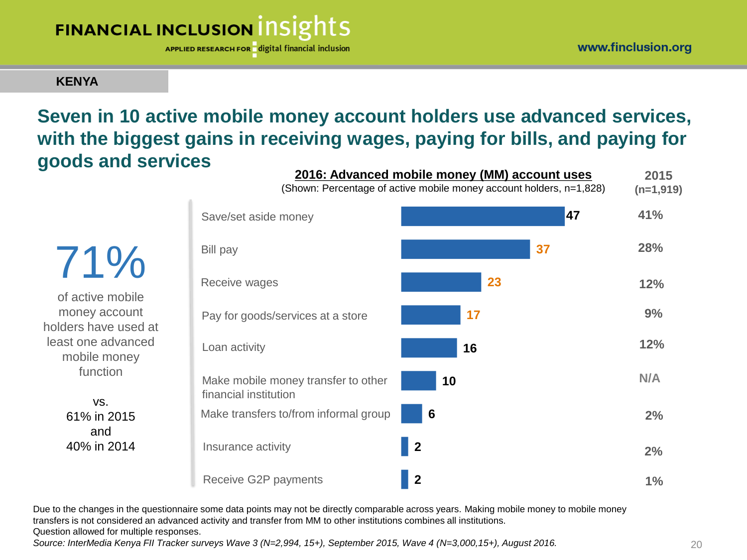**KENYA**

# Seven in 10 active mobile money account holders use advanced services, with the biggest gains in receiving wages, paying for bills, and paying for goods and services

**71%**

of active mobile money account holders have used at least one advanced mobile money function

vs.
61% in 2015
and
40% in 2014

**2016: Advanced mobile money (MM) account uses**
(Shown: Percentage of active mobile money account holders, n=1,828)

| Use | 2016 | 2015 (n=1,919) |
| --- | --- | --- |
| Save/set aside money | 47 | 41% |
| Bill pay | 37 | 28% |
| Receive wages | 23 | 12% |
| Pay for goods/services at a store | 17 | 9% |
| Loan activity | 16 | 12% |
| Make mobile money transfer to other financial institution | 10 | N/A |
| Make transfers to/from informal group | 6 | 2% |
| Insurance activity | 2 | 2% |
| Receive G2P payments | 2 | 1% |

Due to the changes in the questionnaire some data points may not be directly comparable across years. Making mobile money to mobile money transfers is not considered an advanced activity and transfer from MM to other institutions combines all institutions.
Question allowed for multiple responses.
*Source: InterMedia Kenya FII Tracker surveys Wave 3 (N=2,994, 15+), September 2015, Wave 4 (N=3,000,15+), August 2016.*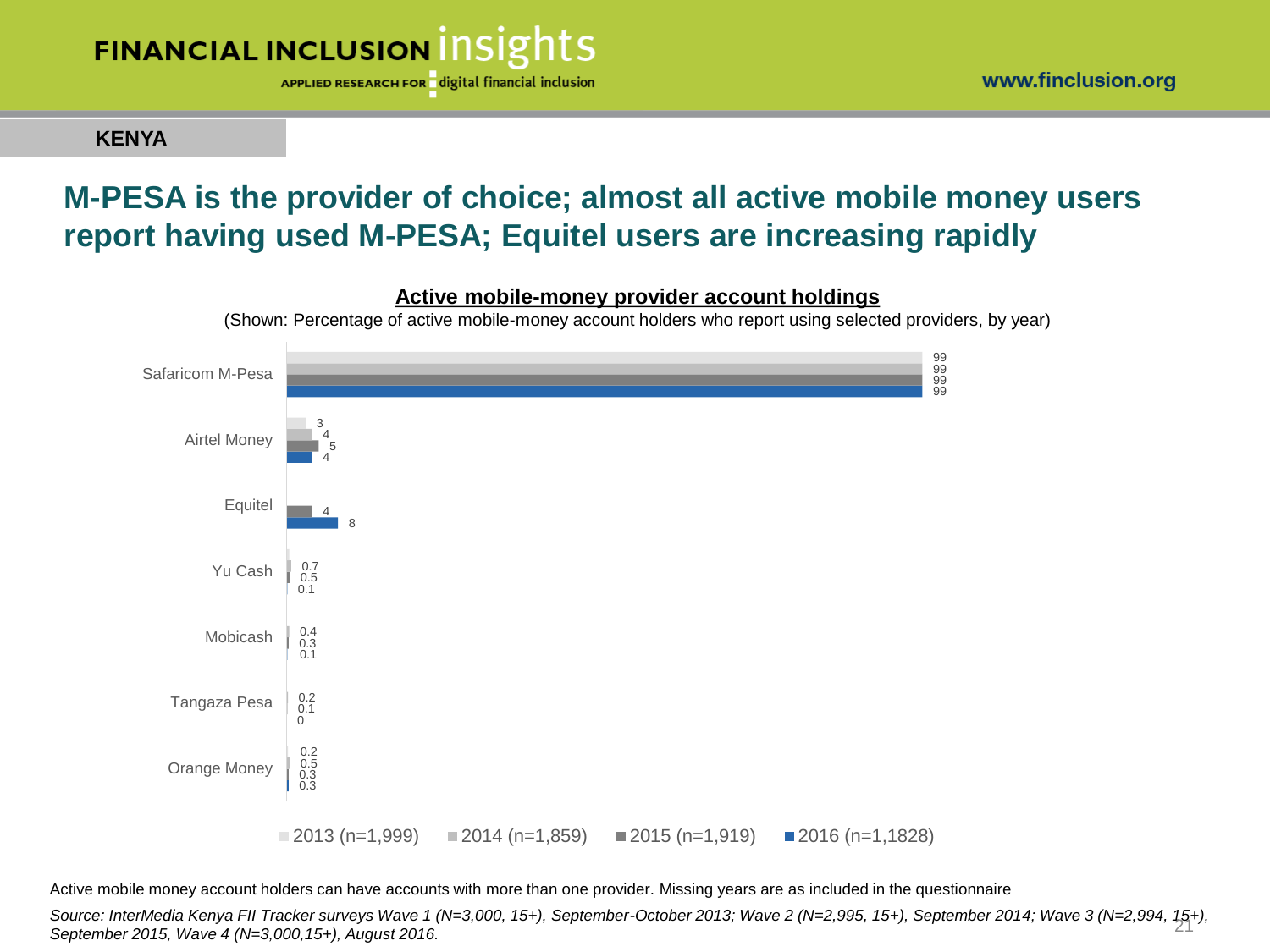**KENYA**

# M-PESA is the provider of choice; almost all active mobile money users report having used M-PESA; Equitel users are increasing rapidly

**Active mobile-money provider account holdings**

(Shown: Percentage of active mobile-money account holders who report using selected providers, by year)

| Provider | 2013 (n=1,999) | 2014 (n=1,859) | 2015 (n=1,919) | 2016 (n=1,1828) |
|---|---|---|---|---|
| Safaricom M-Pesa | 99 | 99 | 99 | 99 |
| Airtel Money | 3 | 4 | 5 | 4 |
| Equitel | | | 4 | 8 |
| Yu Cash | | 0.7 | 0.5 | 0.1 |
| Mobicash | | 0.4 | 0.3 | 0.1 |
| Tangaza Pesa | | 0.2 | 0.1 | 0 |
| Orange Money | 0.2 | 0.5 | 0.3 | 0.3 |

Active mobile money account holders can have accounts with more than one provider. Missing years are as included in the questionnaire

*Source: InterMedia Kenya FII Tracker surveys Wave 1 (N=3,000, 15+), September-October 2013; Wave 2 (N=2,995, 15+), September 2014; Wave 3 (N=2,994, 15+), September 2015, Wave 4 (N=3,000,15+), August 2016.*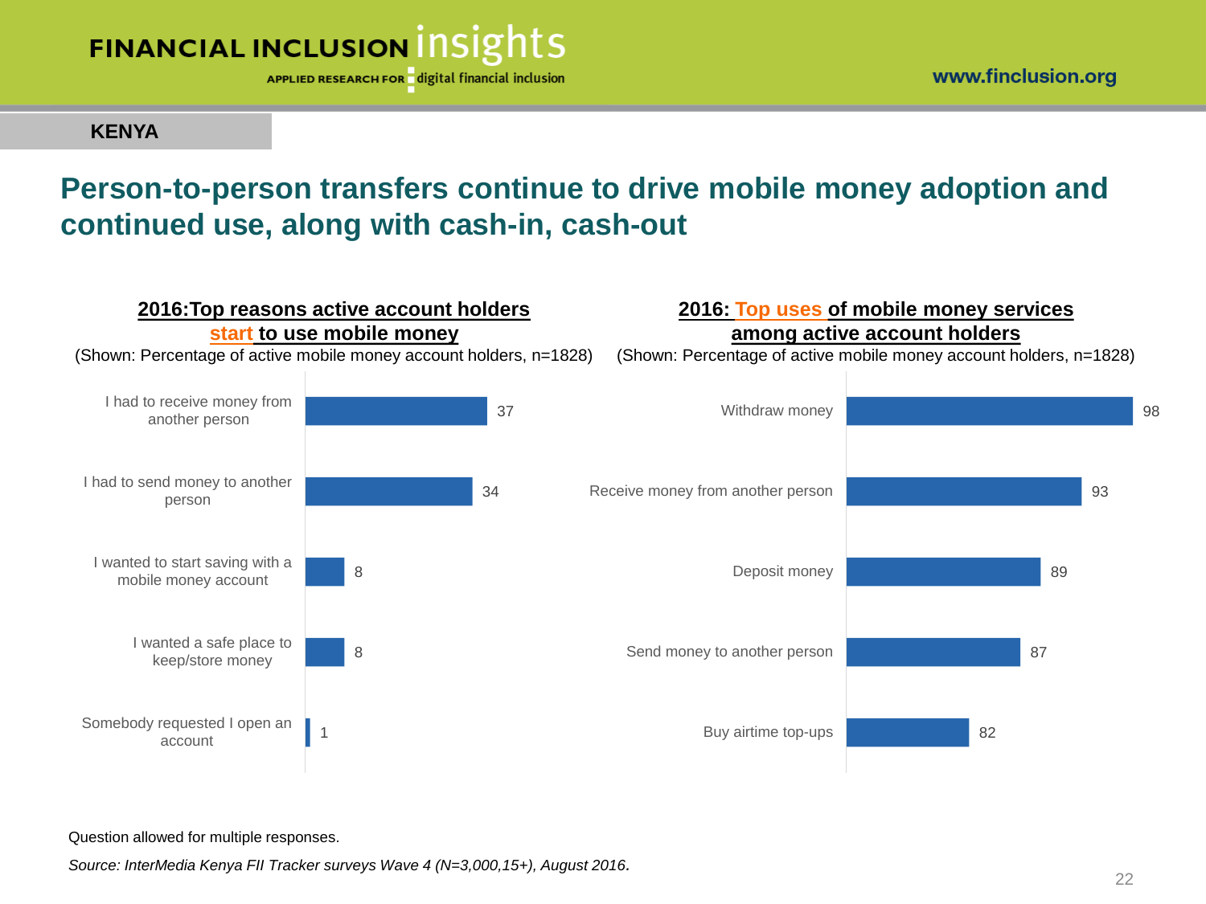**KENYA**

# Person-to-person transfers continue to drive mobile money adoption and continued use, along with cash-in, cash-out

## 2016: Top reasons active account holders start to use mobile money

(Shown: Percentage of active mobile money account holders, n=1828)

| Reason | % |
|---|---|
| I had to receive money from another person | 37 |
| I had to send money to another person | 34 |
| I wanted to start saving with a mobile money account | 8 |
| I wanted a safe place to keep/store money | 8 |
| Somebody requested I open an account | 1 |

## 2016: Top uses of mobile money services among active account holders

(Shown: Percentage of active mobile money account holders, n=1828)

| Use | % |
|---|---|
| Withdraw money | 98 |
| Receive money from another person | 93 |
| Deposit money | 89 |
| Send money to another person | 87 |
| Buy airtime top-ups | 82 |

Question allowed for multiple responses.

*Source: InterMedia Kenya FII Tracker surveys Wave 4 (N=3,000,15+), August 2016.*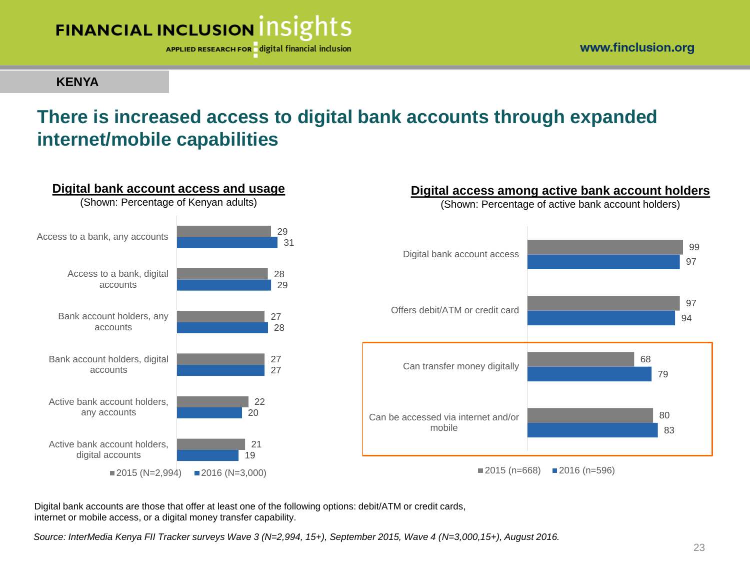KENYA

# There is increased access to digital bank accounts through expanded internet/mobile capabilities

## Digital bank account access and usage

(Shown: Percentage of Kenyan adults)

| | 2015 (N=2,994) | 2016 (N=3,000) |
|---|---|---|
| Access to a bank, any accounts | 29 | 31 |
| Access to a bank, digital accounts | 28 | 29 |
| Bank account holders, any accounts | 27 | 28 |
| Bank account holders, digital accounts | 27 | 27 |
| Active bank account holders, any accounts | 22 | 20 |
| Active bank account holders, digital accounts | 21 | 19 |

## Digital access among active bank account holders

(Shown: Percentage of active bank account holders)

| | 2015 (n=668) | 2016 (n=596) |
|---|---|---|
| Digital bank account access | 99 | 97 |
| Offers debit/ATM or credit card | 97 | 94 |
| Can transfer money digitally | 68 | 79 |
| Can be accessed via internet and/or mobile | 80 | 83 |

Digital bank accounts are those that offer at least one of the following options: debit/ATM or credit cards, internet or mobile access, or a digital money transfer capability.

*Source: InterMedia Kenya FII Tracker surveys Wave 3 (N=2,994, 15+), September 2015, Wave 4 (N=3,000,15+), August 2016.*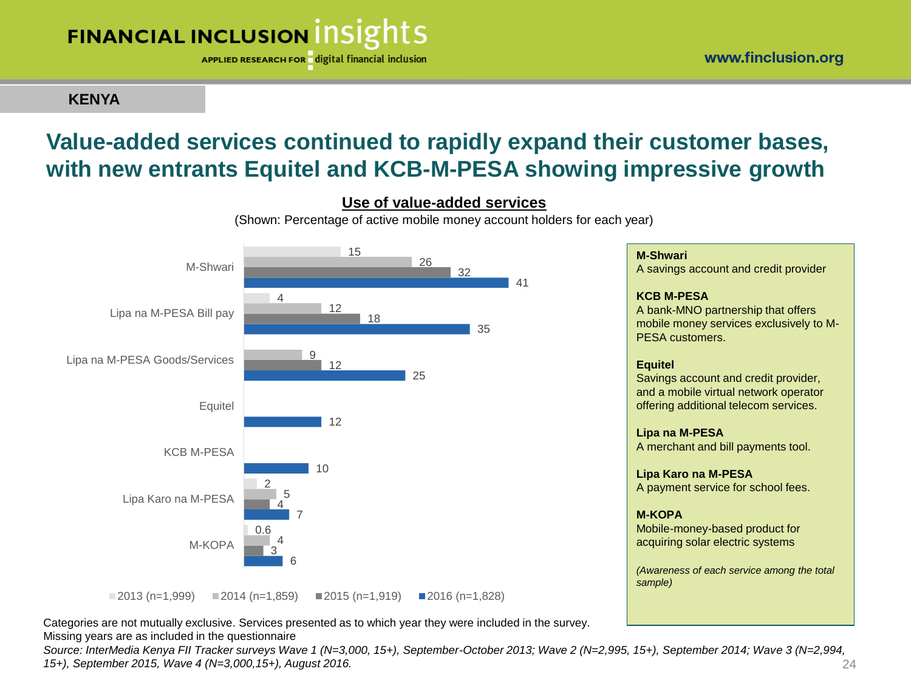**KENYA**

# Value-added services continued to rapidly expand their customer bases, with new entrants Equitel and KCB-M-PESA showing impressive growth

**Use of value-added services**

(Shown: Percentage of active mobile money account holders for each year)

| Service | 2013 (n=1,999) | 2014 (n=1,859) | 2015 (n=1,919) | 2016 (n=1,828) |
|---|---|---|---|---|
| M-Shwari | 15 | 26 | 32 | 41 |
| Lipa na M-PESA Bill pay | 4 | 12 | 18 | 35 |
| Lipa na M-PESA Goods/Services | | 9 | 12 | 25 |
| Equitel | | | | 12 |
| KCB M-PESA | | | | 10 |
| Lipa Karo na M-PESA | 2 | 5 | 4 | 7 |
| M-KOPA | 0.6 | 4 | 3 | 6 |

**M-Shwari**
A savings account and credit provider

**KCB M-PESA**
A bank-MNO partnership that offers mobile money services exclusively to M-PESA customers.

**Equitel**
Savings account and credit provider, and a mobile virtual network operator offering additional telecom services.

**Lipa na M-PESA**
A merchant and bill payments tool.

**Lipa Karo na M-PESA**
A payment service for school fees.

**M-KOPA**
Mobile-money-based product for acquiring solar electric systems

*(Awareness of each service among the total sample)*

Categories are not mutually exclusive. Services presented as to which year they were included in the survey.
Missing years are as included in the questionnaire

*Source: InterMedia Kenya FII Tracker surveys Wave 1 (N=3,000, 15+), September-October 2013; Wave 2 (N=2,995, 15+), September 2014; Wave 3 (N=2,994, 15+), September 2015, Wave 4 (N=3,000,15+), August 2016.*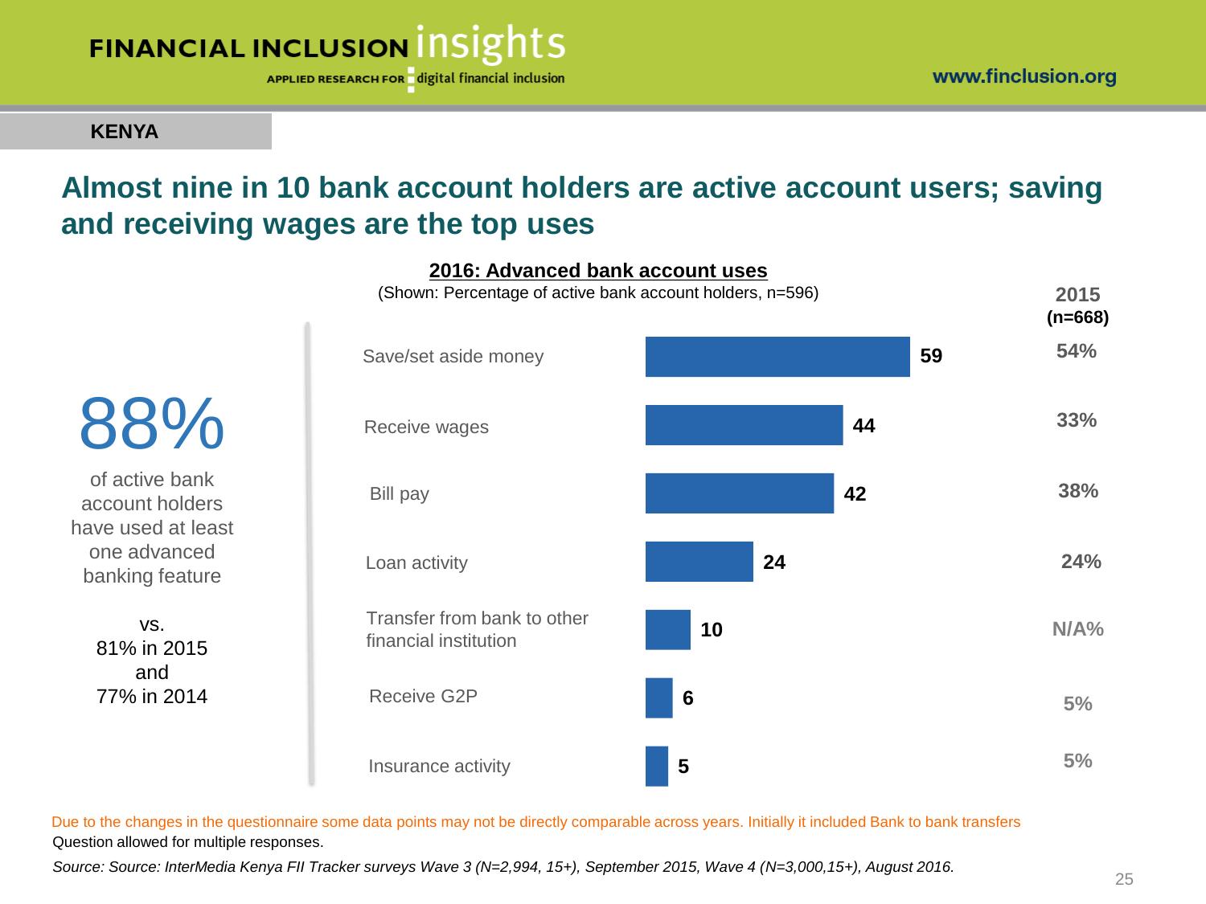KENYA

# Almost nine in 10 bank account holders are active account users; saving and receiving wages are the top uses

**88%** of active bank account holders have used at least one advanced banking feature

vs.
81% in 2015
and
77% in 2014

**2016: Advanced bank account uses**

(Shown: Percentage of active bank account holders, n=596)

| Use | 2016 | 2015 (n=668) |
|---|---|---|
| Save/set aside money | 59 | 54% |
| Receive wages | 44 | 33% |
| Bill pay | 42 | 38% |
| Loan activity | 24 | 24% |
| Transfer from bank to other financial institution | 10 | N/A% |
| Receive G2P | 6 | 5% |
| Insurance activity | 5 | 5% |

Due to the changes in the questionnaire some data points may not be directly comparable across years. Initially it included Bank to bank transfers

Question allowed for multiple responses.

*Source: Source: InterMedia Kenya FII Tracker surveys Wave 3 (N=2,994, 15+), September 2015, Wave 4 (N=3,000,15+), August 2016.*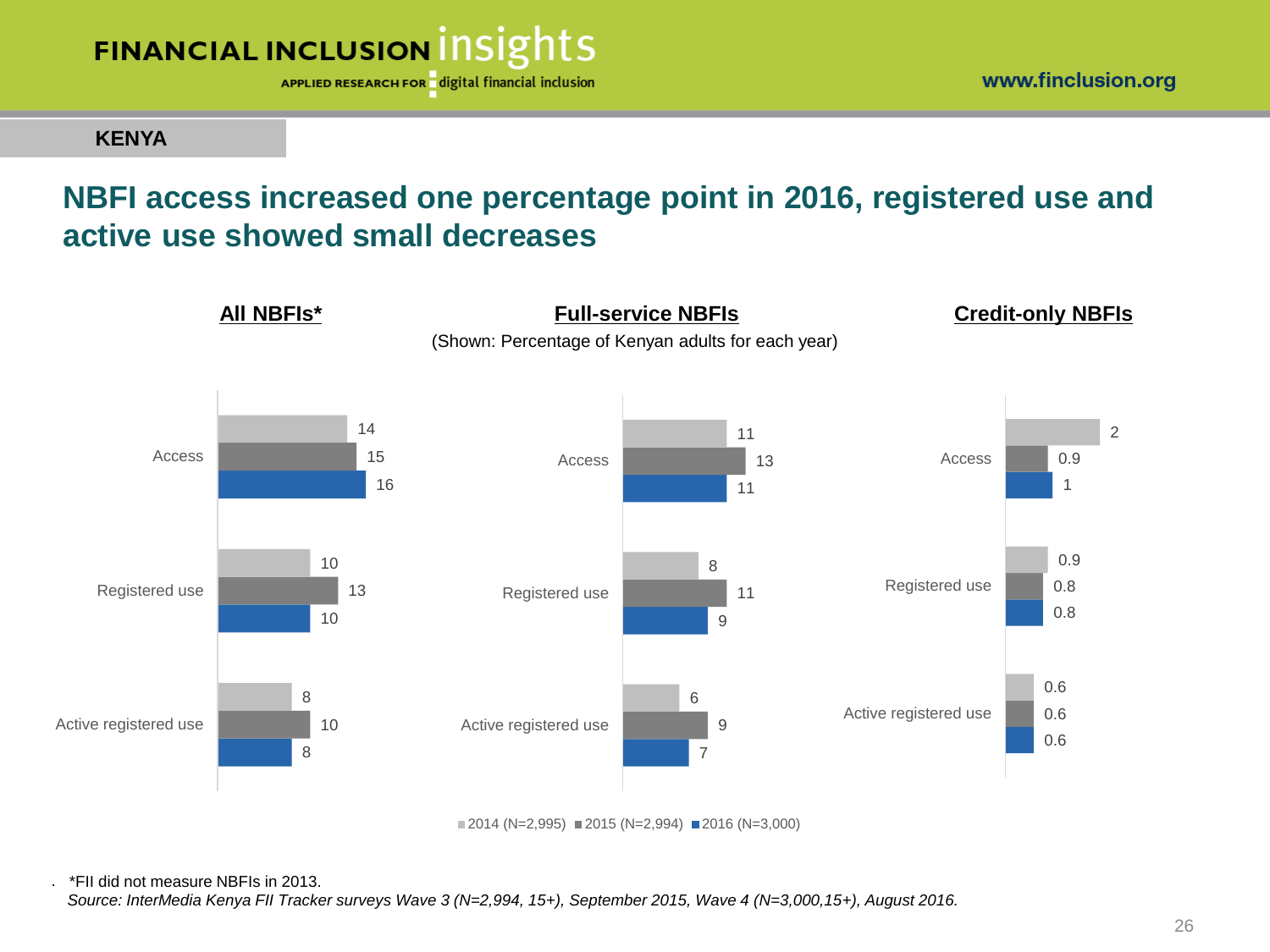KENYA

## NBFI access increased one percentage point in 2016, registered use and active use showed small decreases

(Shown: Percentage of Kenyan adults for each year)

**All NBFIs***

| | 2014 (N=2,995) | 2015 (N=2,994) | 2016 (N=3,000) |
|---|---|---|---|
| Access | 14 | 15 | 16 |
| Registered use | 10 | 13 | 10 |
| Active registered use | 8 | 10 | 8 |

**Full-service NBFIs**

| | 2014 (N=2,995) | 2015 (N=2,994) | 2016 (N=3,000) |
|---|---|---|---|
| Access | 11 | 13 | 11 |
| Registered use | 8 | 11 | 9 |
| Active registered use | 6 | 9 | 7 |

**Credit-only NBFIs**

| | 2014 (N=2,995) | 2015 (N=2,994) | 2016 (N=3,000) |
|---|---|---|---|
| Access | 2 | 0.9 | 1 |
| Registered use | 0.9 | 0.8 | 0.8 |
| Active registered use | 0.6 | 0.6 | 0.6 |

*FII did not measure NBFIs in 2013.

*Source: InterMedia Kenya FII Tracker surveys Wave 3 (N=2,994, 15+), September 2015, Wave 4 (N=3,000,15+), August 2016.*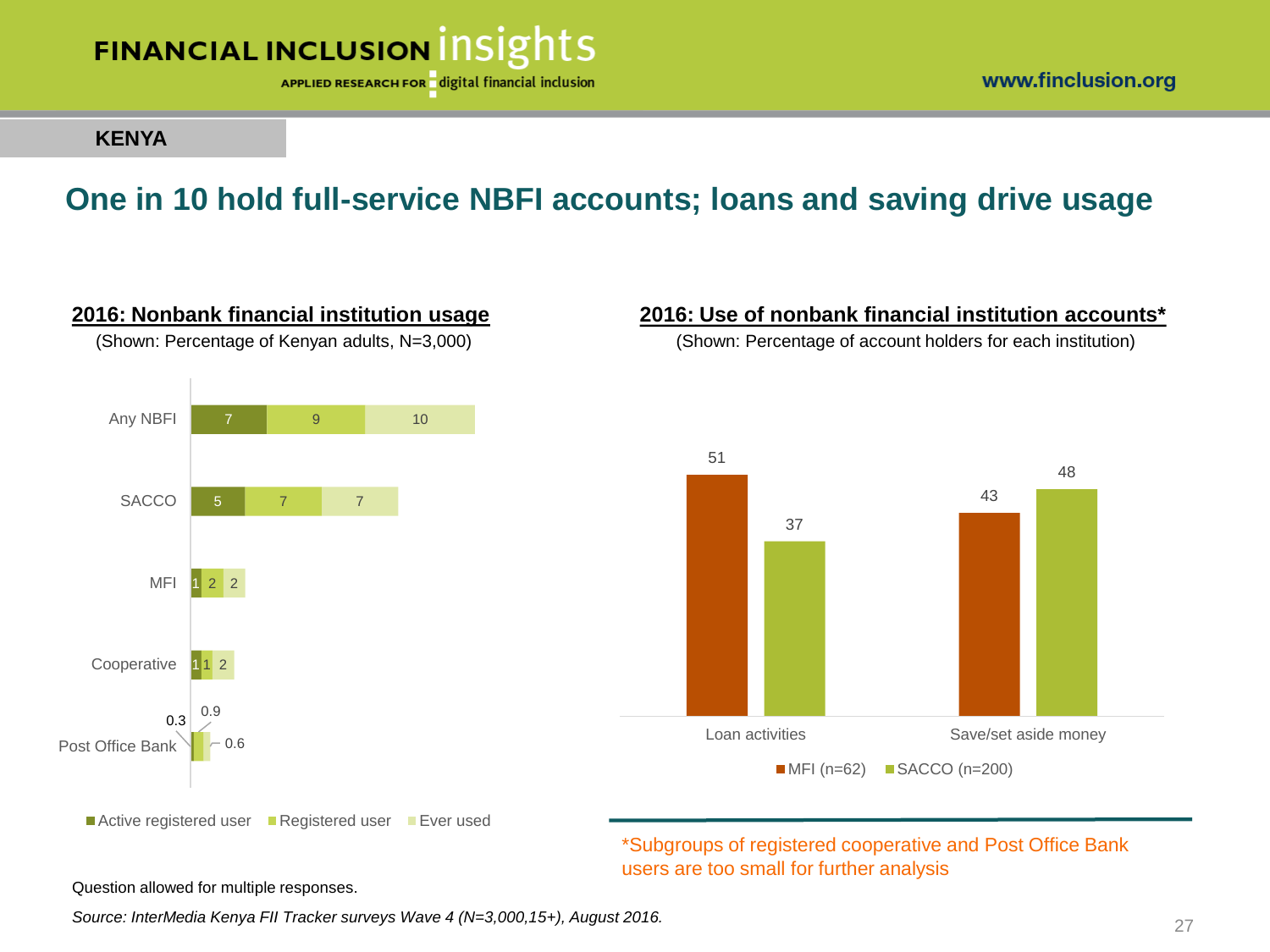KENYA

# One in 10 hold full-service NBFI accounts; loans and saving drive usage

## 2016: Nonbank financial institution usage

(Shown: Percentage of Kenyan adults, N=3,000)

| | Active registered user | Registered user | Ever used |
|---|---|---|---|
| Any NBFI | 7 | 9 | 10 |
| SACCO | 5 | 7 | 7 |
| MFI | 1 | 2 | 2 |
| Cooperative | 1 | 1 | 2 |
| Post Office Bank | 0.3 | 0.9 | 0.6 |

## 2016: Use of nonbank financial institution accounts*

(Shown: Percentage of account holders for each institution)

| | MFI (n=62) | SACCO (n=200) |
|---|---|---|
| Loan activities | 51 | 37 |
| Save/set aside money | 43 | 48 |

*Subgroups of registered cooperative and Post Office Bank users are too small for further analysis

Question allowed for multiple responses.

*Source: InterMedia Kenya FII Tracker surveys Wave 4 (N=3,000,15+), August 2016.*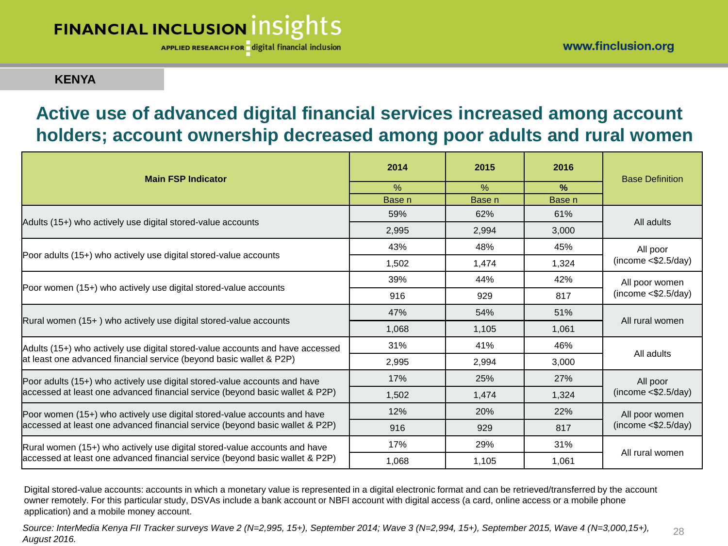**KENYA**

## Active use of advanced digital financial services increased among account holders; account ownership decreased among poor adults and rural women

| Main FSP Indicator | 2014 | 2015 | 2016 | Base Definition |
|---|---|---|---|---|
| | % / Base n | % / Base n | % / Base n | |
| Adults (15+) who actively use digital stored-value accounts | 59% | 62% | 61% | All adults |
| | 2,995 | 2,994 | 3,000 | |
| Poor adults (15+) who actively use digital stored-value accounts | 43% | 48% | 45% | All poor (income <$2.5/day) |
| | 1,502 | 1,474 | 1,324 | |
| Poor women (15+) who actively use digital stored-value accounts | 39% | 44% | 42% | All poor women (income <$2.5/day) |
| | 916 | 929 | 817 | |
| Rural women (15+ ) who actively use digital stored-value accounts | 47% | 54% | 51% | All rural women |
| | 1,068 | 1,105 | 1,061 | |
| Adults (15+) who actively use digital stored-value accounts and have accessed at least one advanced financial service (beyond basic wallet & P2P) | 31% | 41% | 46% | All adults |
| | 2,995 | 2,994 | 3,000 | |
| Poor adults (15+) who actively use digital stored-value accounts and have accessed at least one advanced financial service (beyond basic wallet & P2P) | 17% | 25% | 27% | All poor (income <$2.5/day) |
| | 1,502 | 1,474 | 1,324 | |
| Poor women (15+) who actively use digital stored-value accounts and have accessed at least one advanced financial service (beyond basic wallet & P2P) | 12% | 20% | 22% | All poor women (income <$2.5/day) |
| | 916 | 929 | 817 | |
| Rural women (15+) who actively use digital stored-value accounts and have accessed at least one advanced financial service (beyond basic wallet & P2P) | 17% | 29% | 31% | All rural women |
| | 1,068 | 1,105 | 1,061 | |

Digital stored-value accounts: accounts in which a monetary value is represented in a digital electronic format and can be retrieved/transferred by the account owner remotely. For this particular study, DSVAs include a bank account or NBFI account with digital access (a card, online access or a mobile phone application) and a mobile money account.

*Source: InterMedia Kenya FII Tracker surveys Wave 2 (N=2,995, 15+), September 2014; Wave 3 (N=2,994, 15+), September 2015, Wave 4 (N=3,000,15+), August 2016.*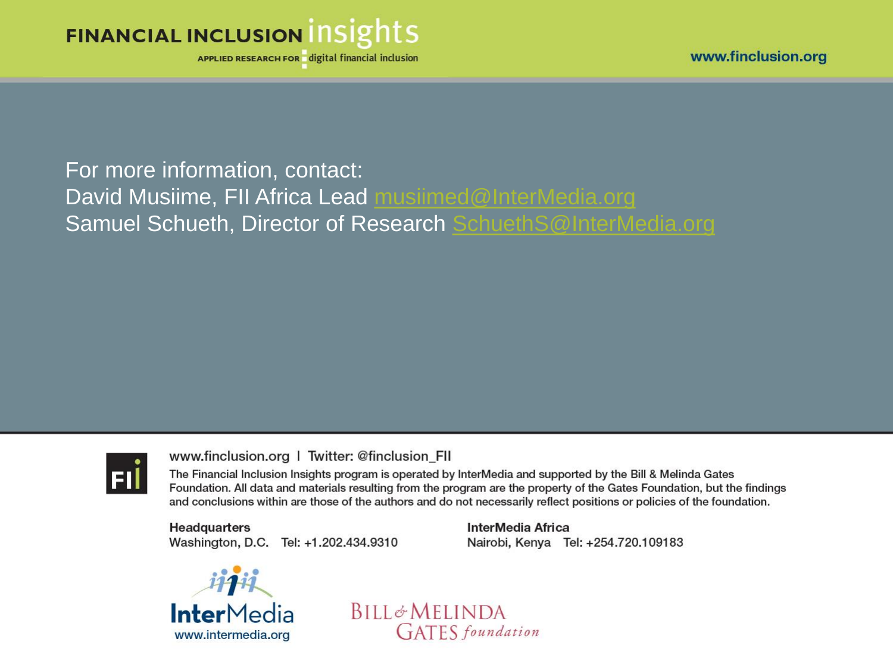FINANCIAL INCLUSION insights

APPLIED RESEARCH FOR digital financial inclusion

www.finclusion.org

For more information, contact:
David Musiime, FII Africa Lead musiimed@InterMedia.org
Samuel Schueth, Director of Research SchuethS@InterMedia.org

www.finclusion.org | Twitter: @finclusion_FII

The Financial Inclusion Insights program is operated by InterMedia and supported by the Bill & Melinda Gates Foundation. All data and materials resulting from the program are the property of the Gates Foundation, but the findings and conclusions within are those of the authors and do not necessarily reflect positions or policies of the foundation.

**Headquarters**
Washington, D.C. Tel: +1.202.434.9310

**InterMedia Africa**
Nairobi, Kenya Tel: +254.720.109183

InterMedia
www.intermedia.org

BILL & MELINDA GATES foundation